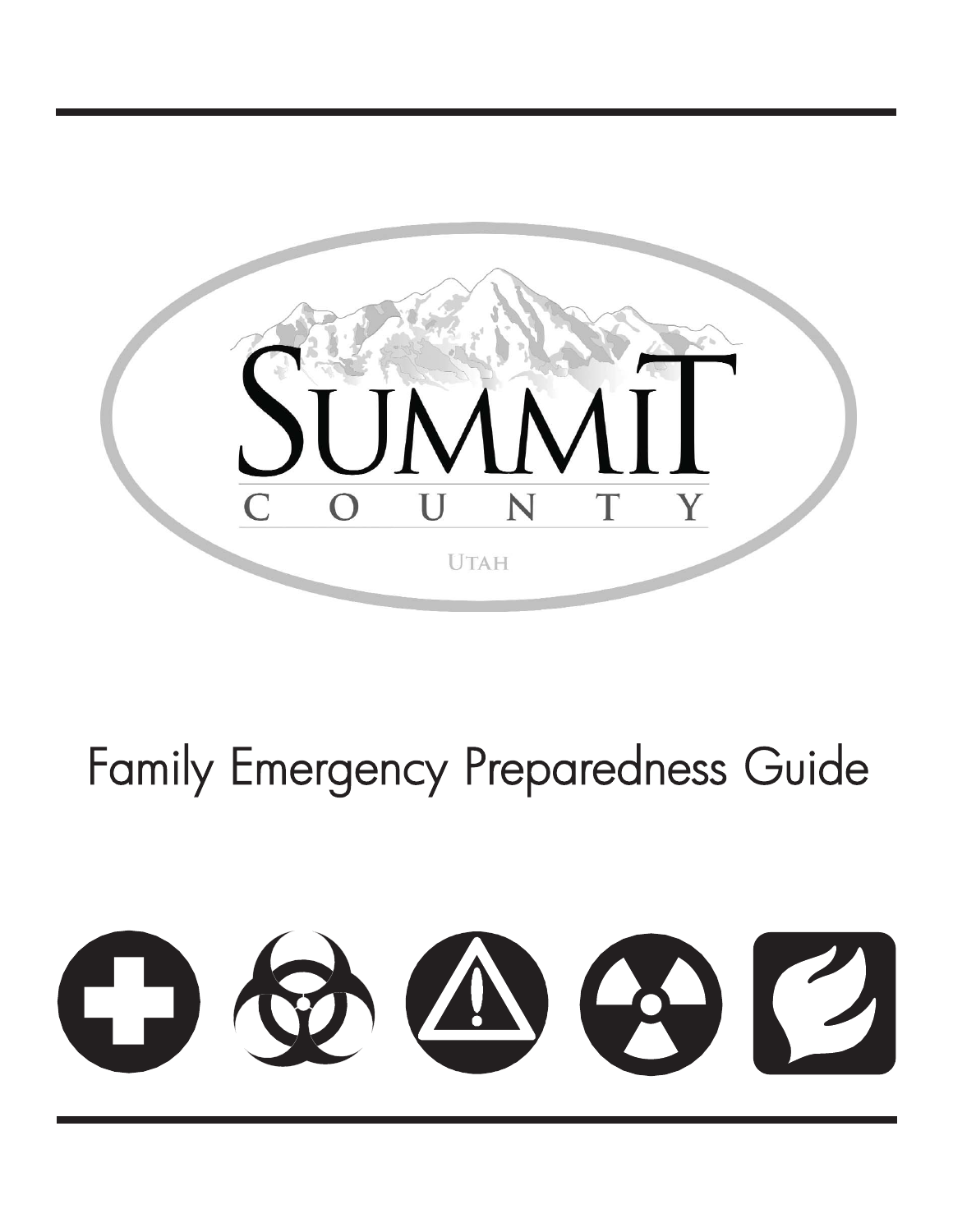# Summit County

Utah

# Family Emergency Preparedness Guide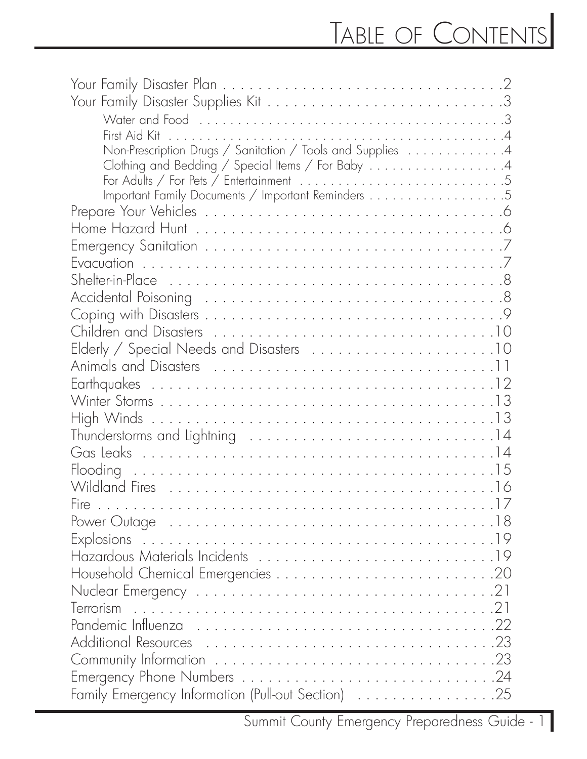# Table of Contents

| Section | Page |
|---|---|
| Your Family Disaster Plan | 2 |
| Your Family Disaster Supplies Kit | 3 |
| Water and Food | 3 |
| First Aid Kit | 4 |
| Non-Prescription Drugs / Sanitation / Tools and Supplies | 4 |
| Clothing and Bedding / Special Items / For Baby | 4 |
| For Adults / For Pets / Entertainment | 5 |
| Important Family Documents / Important Reminders | 5 |
| Prepare Your Vehicles | 6 |
| Home Hazard Hunt | 6 |
| Emergency Sanitation | 7 |
| Evacuation | 7 |
| Shelter-in-Place | 8 |
| Accidental Poisoning | 8 |
| Coping with Disasters | 9 |
| Children and Disasters | 10 |
| Elderly / Special Needs and Disasters | 10 |
| Animals and Disasters | 11 |
| Earthquakes | 12 |
| Winter Storms | 13 |
| High Winds | 13 |
| Thunderstorms and Lightning | 14 |
| Gas Leaks | 14 |
| Flooding | 15 |
| Wildland Fires | 16 |
| Fire | 17 |
| Power Outage | 18 |
| Explosions | 19 |
| Hazardous Materials Incidents | 19 |
| Household Chemical Emergencies | 20 |
| Nuclear Emergency | 21 |
| Terrorism | 21 |
| Pandemic Influenza | 22 |
| Additional Resources | 23 |
| Community Information | 23 |
| Emergency Phone Numbers | 24 |
| Family Emergency Information (Pull-out Section) | 25 |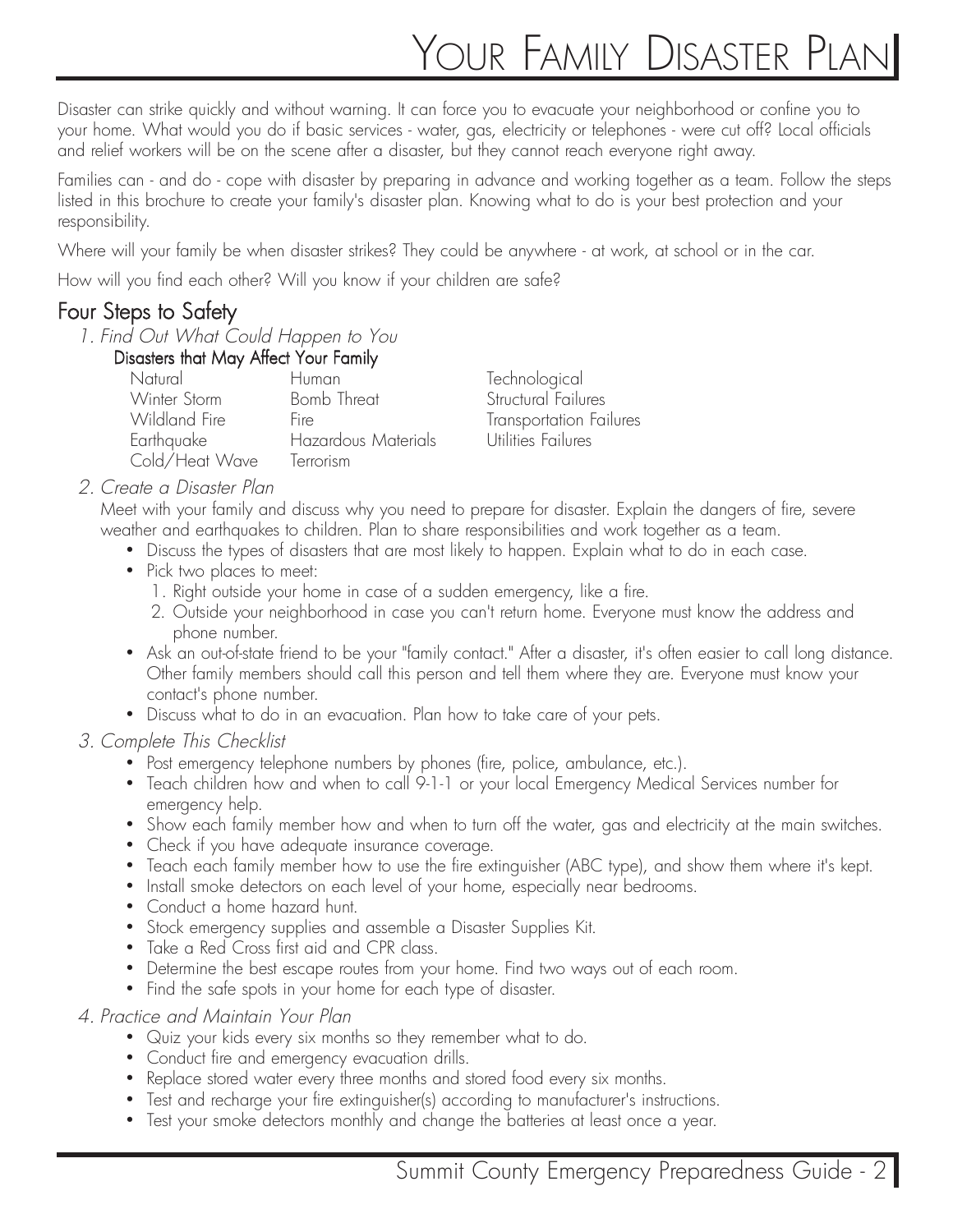# Your Family Disaster Plan

Disaster can strike quickly and without warning. It can force you to evacuate your neighborhood or confine you to your home. What would you do if basic services - water, gas, electricity or telephones - were cut off? Local officials and relief workers will be on the scene after a disaster, but they cannot reach everyone right away.

Families can - and do - cope with disaster by preparing in advance and working together as a team. Follow the steps listed in this brochure to create your family's disaster plan. Knowing what to do is your best protection and your responsibility.

Where will your family be when disaster strikes? They could be anywhere - at work, at school or in the car.

How will you find each other? Will you know if your children are safe?

## Four Steps to Safety

*1. Find Out What Could Happen to You*

### Disasters that May Affect Your Family

| Natural | Human | Technological |
|---|---|---|
| Winter Storm | Bomb Threat | Structural Failures |
| Wildland Fire | Fire | Transportation Failures |
| Earthquake | Hazardous Materials | Utilities Failures |
| Cold/Heat Wave | Terrorism | |

*2. Create a Disaster Plan*

Meet with your family and discuss why you need to prepare for disaster. Explain the dangers of fire, severe weather and earthquakes to children. Plan to share responsibilities and work together as a team.

- Discuss the types of disasters that are most likely to happen. Explain what to do in each case.
- Pick two places to meet:
  1. Right outside your home in case of a sudden emergency, like a fire.
  2. Outside your neighborhood in case you can't return home. Everyone must know the address and phone number.
- Ask an out-of-state friend to be your "family contact." After a disaster, it's often easier to call long distance. Other family members should call this person and tell them where they are. Everyone must know your contact's phone number.
- Discuss what to do in an evacuation. Plan how to take care of your pets.

*3. Complete This Checklist*

- Post emergency telephone numbers by phones (fire, police, ambulance, etc.).
- Teach children how and when to call 9-1-1 or your local Emergency Medical Services number for emergency help.
- Show each family member how and when to turn off the water, gas and electricity at the main switches.
- Check if you have adequate insurance coverage.
- Teach each family member how to use the fire extinguisher (ABC type), and show them where it's kept.
- Install smoke detectors on each level of your home, especially near bedrooms.
- Conduct a home hazard hunt.
- Stock emergency supplies and assemble a Disaster Supplies Kit.
- Take a Red Cross first aid and CPR class.
- Determine the best escape routes from your home. Find two ways out of each room.
- Find the safe spots in your home for each type of disaster.

*4. Practice and Maintain Your Plan*

- Quiz your kids every six months so they remember what to do.
- Conduct fire and emergency evacuation drills.
- Replace stored water every three months and stored food every six months.
- Test and recharge your fire extinguisher(s) according to manufacturer's instructions.
- Test your smoke detectors monthly and change the batteries at least once a year.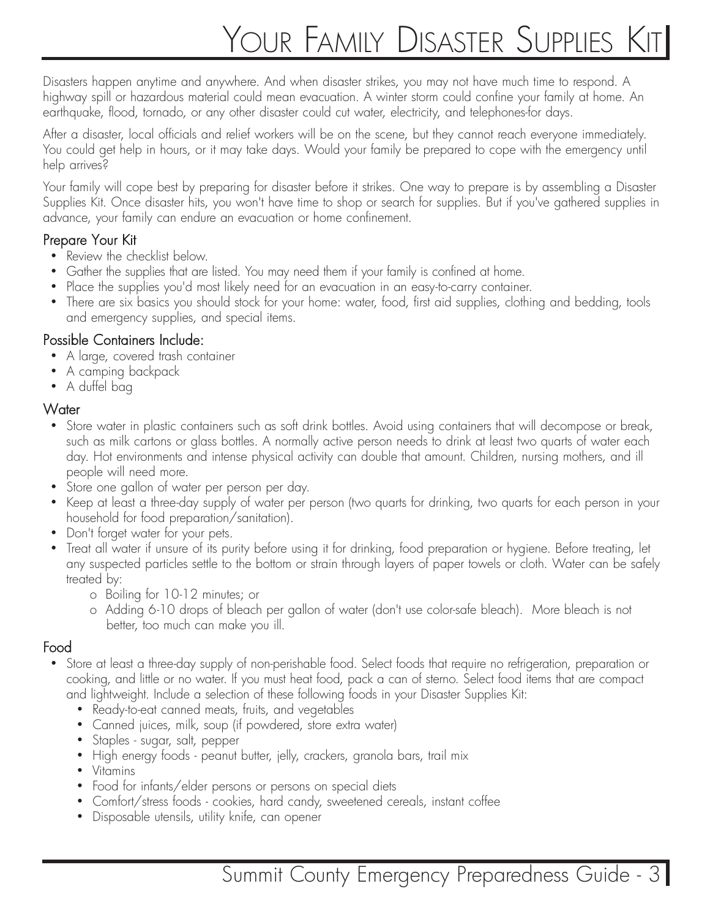# Your Family Disaster Supplies Kit

Disasters happen anytime and anywhere. And when disaster strikes, you may not have much time to respond. A highway spill or hazardous material could mean evacuation. A winter storm could confine your family at home. An earthquake, flood, tornado, or any other disaster could cut water, electricity, and telephones-for days.

After a disaster, local officials and relief workers will be on the scene, but they cannot reach everyone immediately. You could get help in hours, or it may take days. Would your family be prepared to cope with the emergency until help arrives?

Your family will cope best by preparing for disaster before it strikes. One way to prepare is by assembling a Disaster Supplies Kit. Once disaster hits, you won't have time to shop or search for supplies. But if you've gathered supplies in advance, your family can endure an evacuation or home confinement.

### Prepare Your Kit

- Review the checklist below.
- Gather the supplies that are listed. You may need them if your family is confined at home.
- Place the supplies you'd most likely need for an evacuation in an easy-to-carry container.
- There are six basics you should stock for your home: water, food, first aid supplies, clothing and bedding, tools and emergency supplies, and special items.

### Possible Containers Include:

- A large, covered trash container
- A camping backpack
- A duffel bag

### Water

- Store water in plastic containers such as soft drink bottles. Avoid using containers that will decompose or break, such as milk cartons or glass bottles. A normally active person needs to drink at least two quarts of water each day. Hot environments and intense physical activity can double that amount. Children, nursing mothers, and ill people will need more.
- Store one gallon of water per person per day.
- Keep at least a three-day supply of water per person (two quarts for drinking, two quarts for each person in your household for food preparation/sanitation).
- Don't forget water for your pets.
- Treat all water if unsure of its purity before using it for drinking, food preparation or hygiene. Before treating, let any suspected particles settle to the bottom or strain through layers of paper towels or cloth. Water can be safely treated by:
  - Boiling for 10-12 minutes; or
  - Adding 6-10 drops of bleach per gallon of water (don't use color-safe bleach). More bleach is not better, too much can make you ill.

### Food

- Store at least a three-day supply of non-perishable food. Select foods that require no refrigeration, preparation or cooking, and little or no water. If you must heat food, pack a can of sterno. Select food items that are compact and lightweight. Include a selection of these following foods in your Disaster Supplies Kit:
  - Ready-to-eat canned meats, fruits, and vegetables
  - Canned juices, milk, soup (if powdered, store extra water)
  - Staples - sugar, salt, pepper
  - High energy foods - peanut butter, jelly, crackers, granola bars, trail mix
  - Vitamins
  - Food for infants/elder persons or persons on special diets
  - Comfort/stress foods - cookies, hard candy, sweetened cereals, instant coffee
  - Disposable utensils, utility knife, can opener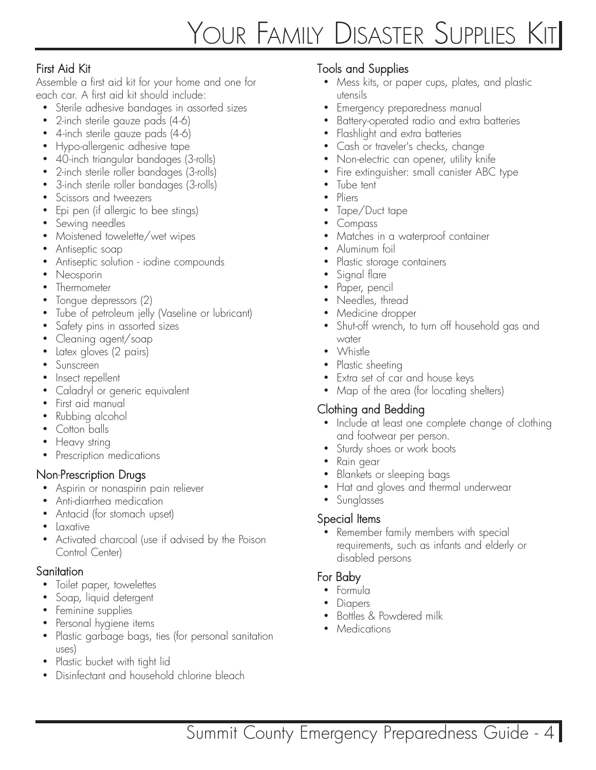# Your Family Disaster Supplies Kit

## First Aid Kit

Assemble a first aid kit for your home and one for each car. A first aid kit should include:

- Sterile adhesive bandages in assorted sizes
- 2-inch sterile gauze pads (4-6)
- 4-inch sterile gauze pads (4-6)
- Hypo-allergenic adhesive tape
- 40-inch triangular bandages (3-rolls)
- 2-inch sterile roller bandages (3-rolls)
- 3-inch sterile roller bandages (3-rolls)
- Scissors and tweezers
- Epi pen (if allergic to bee stings)
- Sewing needles
- Moistened towelette/wet wipes
- Antiseptic soap
- Antiseptic solution - iodine compounds
- Neosporin
- Thermometer
- Tongue depressors (2)
- Tube of petroleum jelly (Vaseline or lubricant)
- Safety pins in assorted sizes
- Cleaning agent/soap
- Latex gloves (2 pairs)
- Sunscreen
- Insect repellent
- Caladryl or generic equivalent
- First aid manual
- Rubbing alcohol
- Cotton balls
- Heavy string
- Prescription medications

## Non-Prescription Drugs

- Aspirin or nonaspirin pain reliever
- Anti-diarrhea medication
- Antacid (for stomach upset)
- Laxative
- Activated charcoal (use if advised by the Poison Control Center)

## Sanitation

- Toilet paper, towelettes
- Soap, liquid detergent
- Feminine supplies
- Personal hygiene items
- Plastic garbage bags, ties (for personal sanitation uses)
- Plastic bucket with tight lid
- Disinfectant and household chlorine bleach

## Tools and Supplies

- Mess kits, or paper cups, plates, and plastic utensils
- Emergency preparedness manual
- Battery-operated radio and extra batteries
- Flashlight and extra batteries
- Cash or traveler's checks, change
- Non-electric can opener, utility knife
- Fire extinguisher: small canister ABC type
- Tube tent
- Pliers
- Tape/Duct tape
- Compass
- Matches in a waterproof container
- Aluminum foil
- Plastic storage containers
- Signal flare
- Paper, pencil
- Needles, thread
- Medicine dropper
- Shut-off wrench, to turn off household gas and water
- Whistle
- Plastic sheeting
- Extra set of car and house keys
- Map of the area (for locating shelters)

## Clothing and Bedding

- Include at least one complete change of clothing and footwear per person.
- Sturdy shoes or work boots
- Rain gear
- Blankets or sleeping bags
- Hat and gloves and thermal underwear
- Sunglasses

## Special Items

- Remember family members with special requirements, such as infants and elderly or disabled persons

## For Baby

- Formula
- Diapers
- Bottles & Powdered milk
- Medications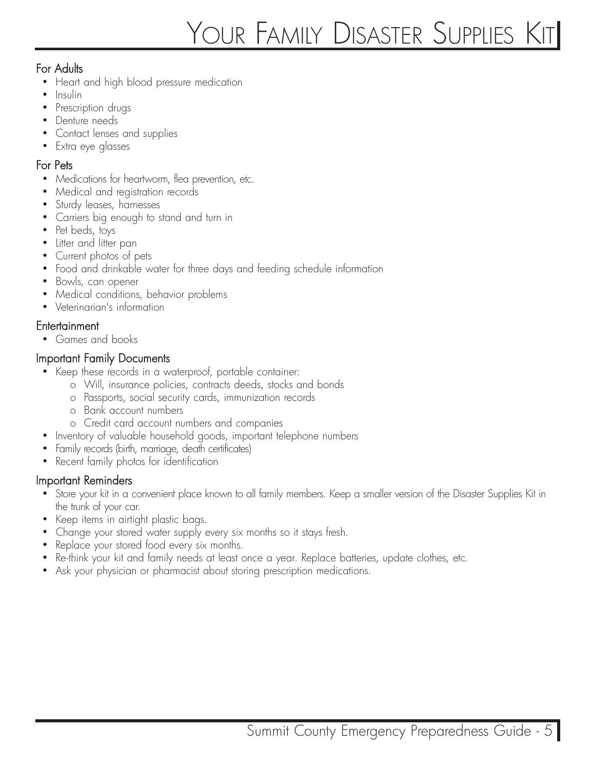# Your Family Disaster Supplies Kit

### For Adults

- Heart and high blood pressure medication
- Insulin
- Prescription drugs
- Denture needs
- Contact lenses and supplies
- Extra eye glasses

### For Pets

- Medications for heartworm, flea prevention, etc.
- Medical and registration records
- Sturdy leases, harnesses
- Carriers big enough to stand and turn in
- Pet beds, toys
- Litter and litter pan
- Current photos of pets
- Food and drinkable water for three days and feeding schedule information
- Bowls, can opener
- Medical conditions, behavior problems
- Veterinarian's information

### Entertainment

- Games and books

### Important Family Documents

- Keep these records in a waterproof, portable container:
  - Will, insurance policies, contracts deeds, stocks and bonds
  - Passports, social security cards, immunization records
  - Bank account numbers
  - Credit card account numbers and companies
- Inventory of valuable household goods, important telephone numbers
- Family records (birth, marriage, death certificates)
- Recent family photos for identification

### Important Reminders

- Store your kit in a convenient place known to all family members. Keep a smaller version of the Disaster Supplies Kit in the trunk of your car.
- Keep items in airtight plastic bags.
- Change your stored water supply every six months so it stays fresh.
- Replace your stored food every six months.
- Re-think your kit and family needs at least once a year. Replace batteries, update clothes, etc.
- Ask your physician or pharmacist about storing prescription medications.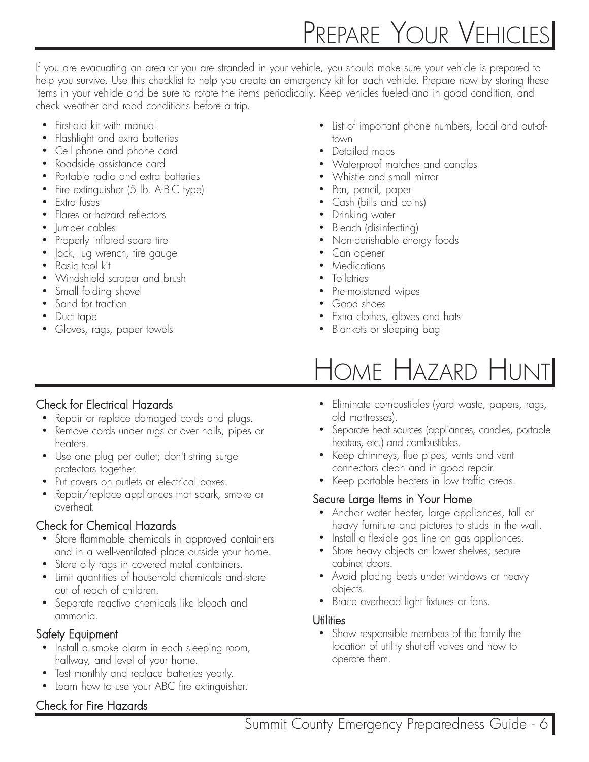# Prepare Your Vehicles

If you are evacuating an area or you are stranded in your vehicle, you should make sure your vehicle is prepared to help you survive. Use this checklist to help you create an emergency kit for each vehicle. Prepare now by storing these items in your vehicle and be sure to rotate the items periodically. Keep vehicles fueled and in good condition, and check weather and road conditions before a trip.

- First-aid kit with manual
- Flashlight and extra batteries
- Cell phone and phone card
- Roadside assistance card
- Portable radio and extra batteries
- Fire extinguisher (5 lb. A-B-C type)
- Extra fuses
- Flares or hazard reflectors
- Jumper cables
- Properly inflated spare tire
- Jack, lug wrench, tire gauge
- Basic tool kit
- Windshield scraper and brush
- Small folding shovel
- Sand for traction
- Duct tape
- Gloves, rags, paper towels
- List of important phone numbers, local and out-of-town
- Detailed maps
- Waterproof matches and candles
- Whistle and small mirror
- Pen, pencil, paper
- Cash (bills and coins)
- Drinking water
- Bleach (disinfecting)
- Non-perishable energy foods
- Can opener
- Medications
- Toiletries
- Pre-moistened wipes
- Good shoes
- Extra clothes, gloves and hats
- Blankets or sleeping bag

# Home Hazard Hunt

### Check for Electrical Hazards

- Repair or replace damaged cords and plugs.
- Remove cords under rugs or over nails, pipes or heaters.
- Use one plug per outlet; don't string surge protectors together.
- Put covers on outlets or electrical boxes.
- Repair/replace appliances that spark, smoke or overheat.

### Check for Chemical Hazards

- Store flammable chemicals in approved containers and in a well-ventilated place outside your home.
- Store oily rags in covered metal containers.
- Limit quantities of household chemicals and store out of reach of children.
- Separate reactive chemicals like bleach and ammonia.

### Safety Equipment

- Install a smoke alarm in each sleeping room, hallway, and level of your home.
- Test monthly and replace batteries yearly.
- Learn how to use your ABC fire extinguisher.

### Check for Fire Hazards

- Eliminate combustibles (yard waste, papers, rags, old mattresses).
- Separate heat sources (appliances, candles, portable heaters, etc.) and combustibles.
- Keep chimneys, flue pipes, vents and vent connectors clean and in good repair.
- Keep portable heaters in low traffic areas.

### Secure Large Items in Your Home

- Anchor water heater, large appliances, tall or heavy furniture and pictures to studs in the wall.
- Install a flexible gas line on gas appliances.
- Store heavy objects on lower shelves; secure cabinet doors.
- Avoid placing beds under windows or heavy objects.
- Brace overhead light fixtures or fans.

### Utilities

- Show responsible members of the family the location of utility shut-off valves and how to operate them.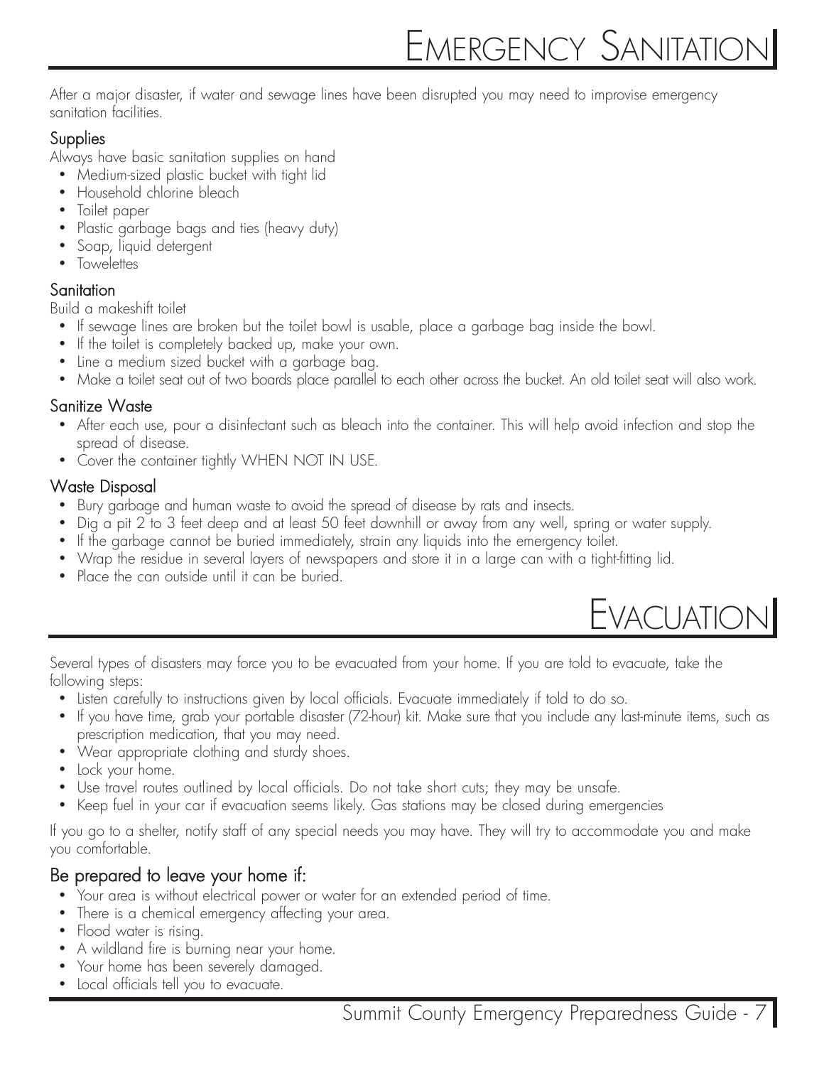# Emergency Sanitation

After a major disaster, if water and sewage lines have been disrupted you may need to improvise emergency sanitation facilities.

### Supplies

Always have basic sanitation supplies on hand

- Medium-sized plastic bucket with tight lid
- Household chlorine bleach
- Toilet paper
- Plastic garbage bags and ties (heavy duty)
- Soap, liquid detergent
- Towelettes

### Sanitation

Build a makeshift toilet

- If sewage lines are broken but the toilet bowl is usable, place a garbage bag inside the bowl.
- If the toilet is completely backed up, make your own.
- Line a medium sized bucket with a garbage bag.
- Make a toilet seat out of two boards place parallel to each other across the bucket. An old toilet seat will also work.

### Sanitize Waste

- After each use, pour a disinfectant such as bleach into the container. This will help avoid infection and stop the spread of disease.
- Cover the container tightly WHEN NOT IN USE.

### Waste Disposal

- Bury garbage and human waste to avoid the spread of disease by rats and insects.
- Dig a pit 2 to 3 feet deep and at least 50 feet downhill or away from any well, spring or water supply.
- If the garbage cannot be buried immediately, strain any liquids into the emergency toilet.
- Wrap the residue in several layers of newspapers and store it in a large can with a tight-fitting lid.
- Place the can outside until it can be buried.

# Evacuation

Several types of disasters may force you to be evacuated from your home. If you are told to evacuate, take the following steps:

- Listen carefully to instructions given by local officials. Evacuate immediately if told to do so.
- If you have time, grab your portable disaster (72-hour) kit. Make sure that you include any last-minute items, such as prescription medication, that you may need.
- Wear appropriate clothing and sturdy shoes.
- Lock your home.
- Use travel routes outlined by local officials. Do not take short cuts; they may be unsafe.
- Keep fuel in your car if evacuation seems likely. Gas stations may be closed during emergencies

If you go to a shelter, notify staff of any special needs you may have. They will try to accommodate you and make you comfortable.

### Be prepared to leave your home if:

- Your area is without electrical power or water for an extended period of time.
- There is a chemical emergency affecting your area.
- Flood water is rising.
- A wildland fire is burning near your home.
- Your home has been severely damaged.
- Local officials tell you to evacuate.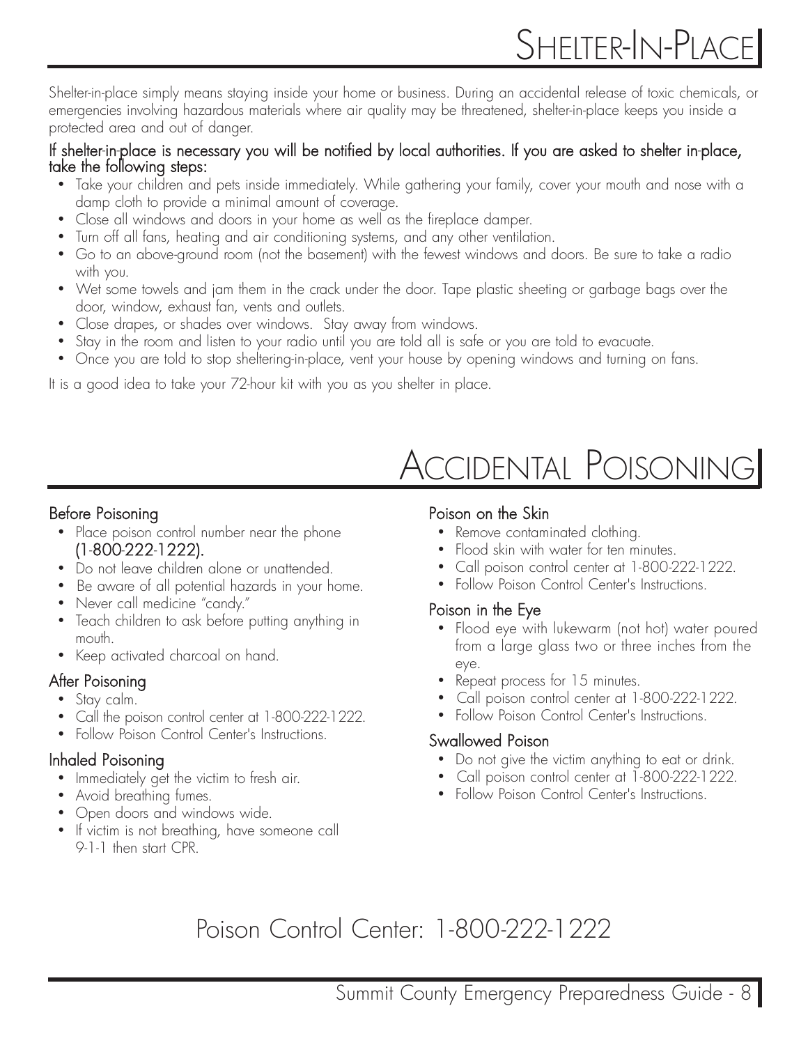# Shelter-In-Place

Shelter-in-place simply means staying inside your home or business. During an accidental release of toxic chemicals, or emergencies involving hazardous materials where air quality may be threatened, shelter-in-place keeps you inside a protected area and out of danger.

**If shelter-in-place is necessary you will be notified by local authorities. If you are asked to shelter in-place, take the following steps:**

- Take your children and pets inside immediately. While gathering your family, cover your mouth and nose with a damp cloth to provide a minimal amount of coverage.
- Close all windows and doors in your home as well as the fireplace damper.
- Turn off all fans, heating and air conditioning systems, and any other ventilation.
- Go to an above-ground room (not the basement) with the fewest windows and doors. Be sure to take a radio with you.
- Wet some towels and jam them in the crack under the door. Tape plastic sheeting or garbage bags over the door, window, exhaust fan, vents and outlets.
- Close drapes, or shades over windows. Stay away from windows.
- Stay in the room and listen to your radio until you are told all is safe or you are told to evacuate.
- Once you are told to stop sheltering-in-place, vent your house by opening windows and turning on fans.

It is a good idea to take your 72-hour kit with you as you shelter in place.

# Accidental Poisoning

### Before Poisoning

- Place poison control number near the phone **(1-800-222-1222).**
- Do not leave children alone or unattended.
- Be aware of all potential hazards in your home.
- Never call medicine "candy."
- Teach children to ask before putting anything in mouth.
- Keep activated charcoal on hand.

### After Poisoning

- Stay calm.
- Call the poison control center at 1-800-222-1222.
- Follow Poison Control Center's Instructions.

### Inhaled Poisoning

- Immediately get the victim to fresh air.
- Avoid breathing fumes.
- Open doors and windows wide.
- If victim is not breathing, have someone call 9-1-1 then start CPR.

### Poison on the Skin

- Remove contaminated clothing.
- Flood skin with water for ten minutes.
- Call poison control center at 1-800-222-1222.
- Follow Poison Control Center's Instructions.

### Poison in the Eye

- Flood eye with lukewarm (not hot) water poured from a large glass two or three inches from the eye.
- Repeat process for 15 minutes.
- Call poison control center at 1-800-222-1222.
- Follow Poison Control Center's Instructions.

### Swallowed Poison

- Do not give the victim anything to eat or drink.
- Call poison control center at 1-800-222-1222.
- Follow Poison Control Center's Instructions.

## Poison Control Center: 1-800-222-1222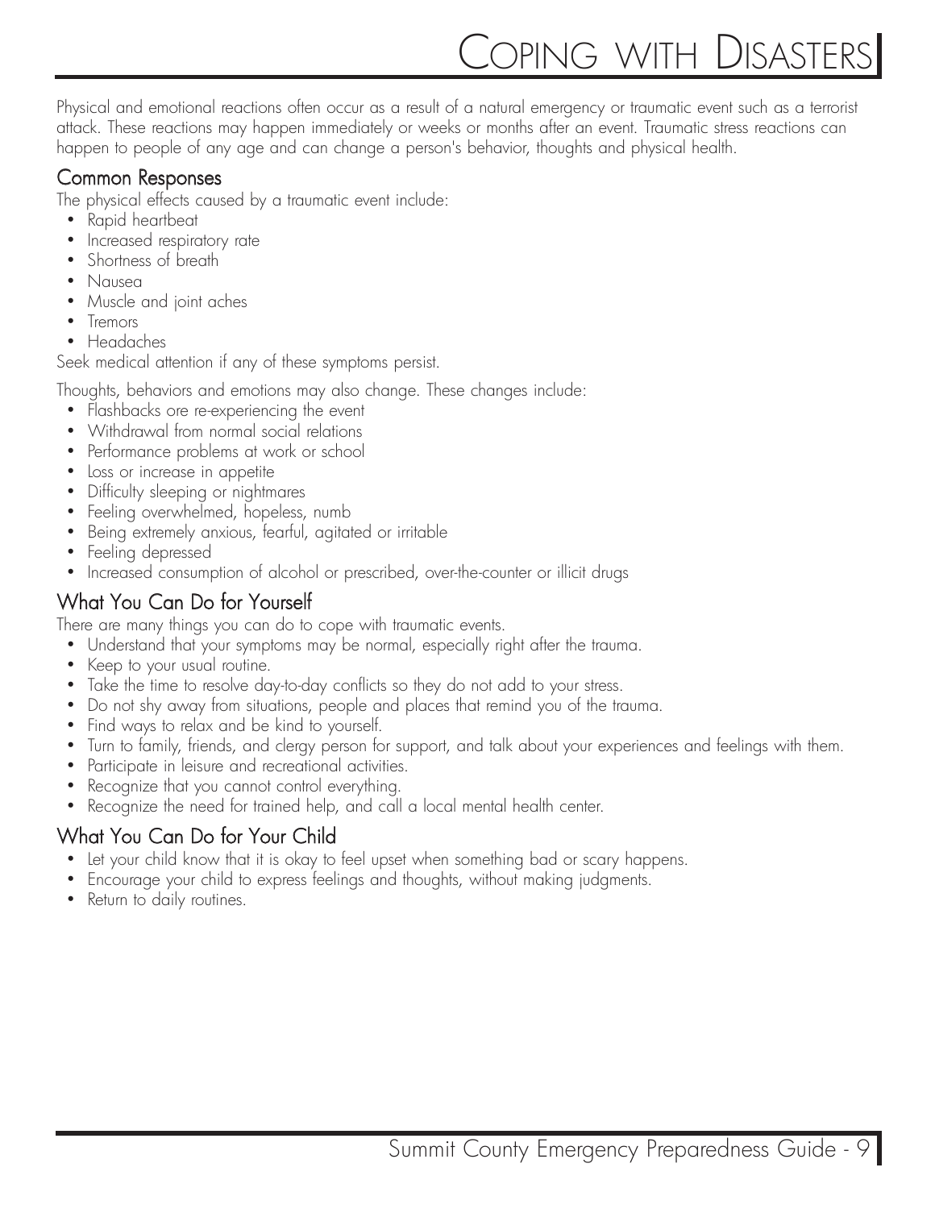# Coping with Disasters

Physical and emotional reactions often occur as a result of a natural emergency or traumatic event such as a terrorist attack. These reactions may happen immediately or weeks or months after an event. Traumatic stress reactions can happen to people of any age and can change a person's behavior, thoughts and physical health.

## Common Responses

The physical effects caused by a traumatic event include:

- Rapid heartbeat
- Increased respiratory rate
- Shortness of breath
- Nausea
- Muscle and joint aches
- Tremors
- Headaches

Seek medical attention if any of these symptoms persist.

Thoughts, behaviors and emotions may also change. These changes include:

- Flashbacks ore re-experiencing the event
- Withdrawal from normal social relations
- Performance problems at work or school
- Loss or increase in appetite
- Difficulty sleeping or nightmares
- Feeling overwhelmed, hopeless, numb
- Being extremely anxious, fearful, agitated or irritable
- Feeling depressed
- Increased consumption of alcohol or prescribed, over-the-counter or illicit drugs

## What You Can Do for Yourself

There are many things you can do to cope with traumatic events.

- Understand that your symptoms may be normal, especially right after the trauma.
- Keep to your usual routine.
- Take the time to resolve day-to-day conflicts so they do not add to your stress.
- Do not shy away from situations, people and places that remind you of the trauma.
- Find ways to relax and be kind to yourself.
- Turn to family, friends, and clergy person for support, and talk about your experiences and feelings with them.
- Participate in leisure and recreational activities.
- Recognize that you cannot control everything.
- Recognize the need for trained help, and call a local mental health center.

## What You Can Do for Your Child

- Let your child know that it is okay to feel upset when something bad or scary happens.
- Encourage your child to express feelings and thoughts, without making judgments.
- Return to daily routines.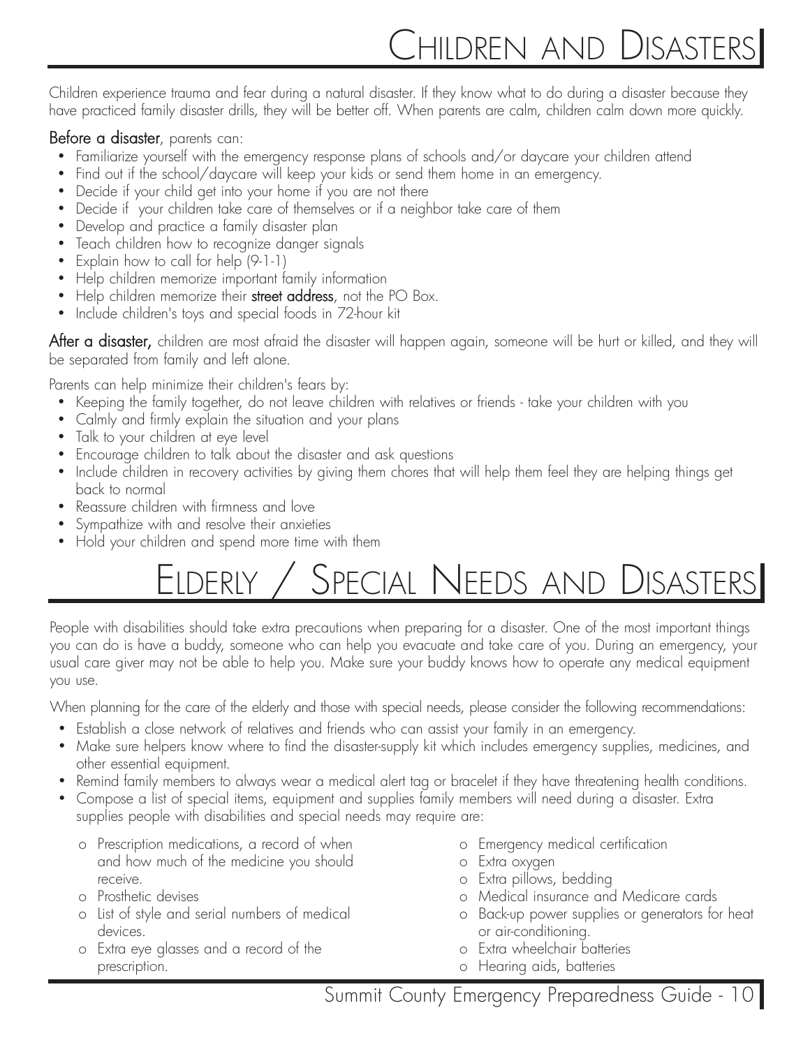# Children and Disasters

Children experience trauma and fear during a natural disaster. If they know what to do during a disaster because they have practiced family disaster drills, they will be better off. When parents are calm, children calm down more quickly.

**Before a disaster**, parents can:

- Familiarize yourself with the emergency response plans of schools and/or daycare your children attend
- Find out if the school/daycare will keep your kids or send them home in an emergency.
- Decide if your child get into your home if you are not there
- Decide if your children take care of themselves or if a neighbor take care of them
- Develop and practice a family disaster plan
- Teach children how to recognize danger signals
- Explain how to call for help (9-1-1)
- Help children memorize important family information
- Help children memorize their **street address**, not the PO Box.
- Include children's toys and special foods in 72-hour kit

**After a disaster,** children are most afraid the disaster will happen again, someone will be hurt or killed, and they will be separated from family and left alone.

Parents can help minimize their children's fears by:

- Keeping the family together, do not leave children with relatives or friends - take your children with you
- Calmly and firmly explain the situation and your plans
- Talk to your children at eye level
- Encourage children to talk about the disaster and ask questions
- Include children in recovery activities by giving them chores that will help them feel they are helping things get back to normal
- Reassure children with firmness and love
- Sympathize with and resolve their anxieties
- Hold your children and spend more time with them

# Elderly / Special Needs and Disasters

People with disabilities should take extra precautions when preparing for a disaster. One of the most important things you can do is have a buddy, someone who can help you evacuate and take care of you. During an emergency, your usual care giver may not be able to help you. Make sure your buddy knows how to operate any medical equipment you use.

When planning for the care of the elderly and those with special needs, please consider the following recommendations:

- Establish a close network of relatives and friends who can assist your family in an emergency.
- Make sure helpers know where to find the disaster-supply kit which includes emergency supplies, medicines, and other essential equipment.
- Remind family members to always wear a medical alert tag or bracelet if they have threatening health conditions.
- Compose a list of special items, equipment and supplies family members will need during a disaster. Extra supplies people with disabilities and special needs may require are:
  - Prescription medications, a record of when and how much of the medicine you should receive.
  - Prosthetic devises
  - List of style and serial numbers of medical devices.
  - Extra eye glasses and a record of the prescription.
  - Emergency medical certification
  - Extra oxygen
  - Extra pillows, bedding
  - Medical insurance and Medicare cards
  - Back-up power supplies or generators for heat or air-conditioning.
  - Extra wheelchair batteries
  - Hearing aids, batteries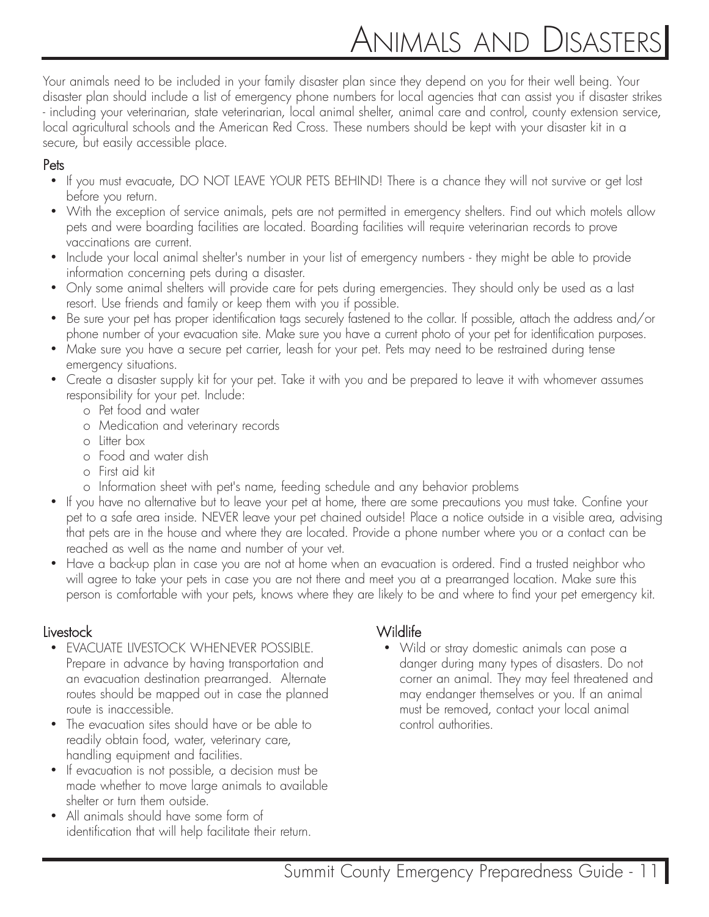# Animals and Disasters

Your animals need to be included in your family disaster plan since they depend on you for their well being. Your disaster plan should include a list of emergency phone numbers for local agencies that can assist you if disaster strikes - including your veterinarian, state veterinarian, local animal shelter, animal care and control, county extension service, local agricultural schools and the American Red Cross. These numbers should be kept with your disaster kit in a secure, but easily accessible place.

## Pets

- If you must evacuate, DO NOT LEAVE YOUR PETS BEHIND! There is a chance they will not survive or get lost before you return.
- With the exception of service animals, pets are not permitted in emergency shelters. Find out which motels allow pets and were boarding facilities are located. Boarding facilities will require veterinarian records to prove vaccinations are current.
- Include your local animal shelter's number in your list of emergency numbers - they might be able to provide information concerning pets during a disaster.
- Only some animal shelters will provide care for pets during emergencies. They should only be used as a last resort. Use friends and family or keep them with you if possible.
- Be sure your pet has proper identification tags securely fastened to the collar. If possible, attach the address and/or phone number of your evacuation site. Make sure you have a current photo of your pet for identification purposes.
- Make sure you have a secure pet carrier, leash for your pet. Pets may need to be restrained during tense emergency situations.
- Create a disaster supply kit for your pet. Take it with you and be prepared to leave it with whomever assumes responsibility for your pet. Include:
  - Pet food and water
  - Medication and veterinary records
  - Litter box
  - Food and water dish
  - First aid kit
  - Information sheet with pet's name, feeding schedule and any behavior problems
- If you have no alternative but to leave your pet at home, there are some precautions you must take. Confine your pet to a safe area inside. NEVER leave your pet chained outside! Place a notice outside in a visible area, advising that pets are in the house and where they are located. Provide a phone number where you or a contact can be reached as well as the name and number of your vet.
- Have a back-up plan in case you are not at home when an evacuation is ordered. Find a trusted neighbor who will agree to take your pets in case you are not there and meet you at a prearranged location. Make sure this person is comfortable with your pets, knows where they are likely to be and where to find your pet emergency kit.

## Livestock

- EVACUATE LIVESTOCK WHENEVER POSSIBLE. Prepare in advance by having transportation and an evacuation destination prearranged. Alternate routes should be mapped out in case the planned route is inaccessible.
- The evacuation sites should have or be able to readily obtain food, water, veterinary care, handling equipment and facilities.
- If evacuation is not possible, a decision must be made whether to move large animals to available shelter or turn them outside.
- All animals should have some form of identification that will help facilitate their return.

## Wildlife

- Wild or stray domestic animals can pose a danger during many types of disasters. Do not corner an animal. They may feel threatened and may endanger themselves or you. If an animal must be removed, contact your local animal control authorities.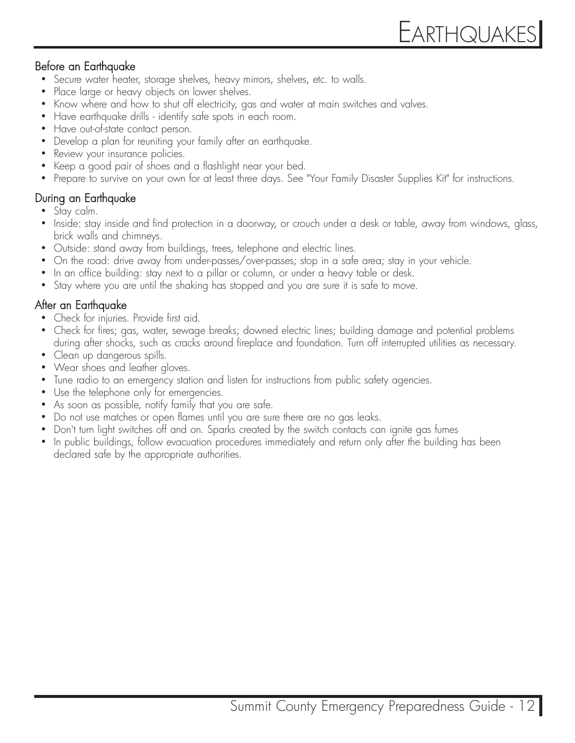# Earthquakes

## Before an Earthquake

- Secure water heater, storage shelves, heavy mirrors, shelves, etc. to walls.
- Place large or heavy objects on lower shelves.
- Know where and how to shut off electricity, gas and water at main switches and valves.
- Have earthquake drills - identify safe spots in each room.
- Have out-of-state contact person.
- Develop a plan for reuniting your family after an earthquake.
- Review your insurance policies.
- Keep a good pair of shoes and a flashlight near your bed.
- Prepare to survive on your own for at least three days. See "Your Family Disaster Supplies Kit" for instructions.

## During an Earthquake

- Stay calm.
- Inside: stay inside and find protection in a doorway, or crouch under a desk or table, away from windows, glass, brick walls and chimneys.
- Outside: stand away from buildings, trees, telephone and electric lines.
- On the road: drive away from under-passes/over-passes; stop in a safe area; stay in your vehicle.
- In an office building: stay next to a pillar or column, or under a heavy table or desk.
- Stay where you are until the shaking has stopped and you are sure it is safe to move.

## After an Earthquake

- Check for injuries. Provide first aid.
- Check for fires; gas, water, sewage breaks; downed electric lines; building damage and potential problems during after shocks, such as cracks around fireplace and foundation. Turn off interrupted utilities as necessary.
- Clean up dangerous spills.
- Wear shoes and leather gloves.
- Tune radio to an emergency station and listen for instructions from public safety agencies.
- Use the telephone only for emergencies.
- As soon as possible, notify family that you are safe.
- Do not use matches or open flames until you are sure there are no gas leaks.
- Don't turn light switches off and on. Sparks created by the switch contacts can ignite gas fumes
- In public buildings, follow evacuation procedures immediately and return only after the building has been declared safe by the appropriate authorities.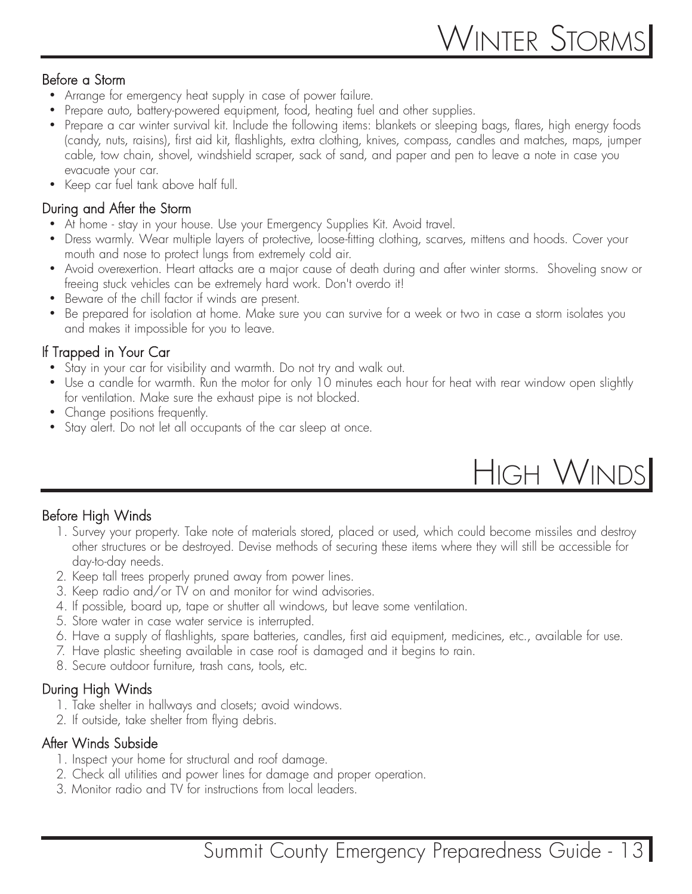# Winter Storms

### Before a Storm

- Arrange for emergency heat supply in case of power failure.
- Prepare auto, battery-powered equipment, food, heating fuel and other supplies.
- Prepare a car winter survival kit. Include the following items: blankets or sleeping bags, flares, high energy foods (candy, nuts, raisins), first aid kit, flashlights, extra clothing, knives, compass, candles and matches, maps, jumper cable, tow chain, shovel, windshield scraper, sack of sand, and paper and pen to leave a note in case you evacuate your car.
- Keep car fuel tank above half full.

### During and After the Storm

- At home - stay in your house. Use your Emergency Supplies Kit. Avoid travel.
- Dress warmly. Wear multiple layers of protective, loose-fitting clothing, scarves, mittens and hoods. Cover your mouth and nose to protect lungs from extremely cold air.
- Avoid overexertion. Heart attacks are a major cause of death during and after winter storms. Shoveling snow or freeing stuck vehicles can be extremely hard work. Don't overdo it!
- Beware of the chill factor if winds are present.
- Be prepared for isolation at home. Make sure you can survive for a week or two in case a storm isolates you and makes it impossible for you to leave.

### If Trapped in Your Car

- Stay in your car for visibility and warmth. Do not try and walk out.
- Use a candle for warmth. Run the motor for only 10 minutes each hour for heat with rear window open slightly for ventilation. Make sure the exhaust pipe is not blocked.
- Change positions frequently.
- Stay alert. Do not let all occupants of the car sleep at once.

# High Winds

### Before High Winds

1. Survey your property. Take note of materials stored, placed or used, which could become missiles and destroy other structures or be destroyed. Devise methods of securing these items where they will still be accessible for day-to-day needs.
2. Keep tall trees properly pruned away from power lines.
3. Keep radio and/or TV on and monitor for wind advisories.
4. If possible, board up, tape or shutter all windows, but leave some ventilation.
5. Store water in case water service is interrupted.
6. Have a supply of flashlights, spare batteries, candles, first aid equipment, medicines, etc., available for use.
7. Have plastic sheeting available in case roof is damaged and it begins to rain.
8. Secure outdoor furniture, trash cans, tools, etc.

### During High Winds

1. Take shelter in hallways and closets; avoid windows.
2. If outside, take shelter from flying debris.

### After Winds Subside

1. Inspect your home for structural and roof damage.
2. Check all utilities and power lines for damage and proper operation.
3. Monitor radio and TV for instructions from local leaders.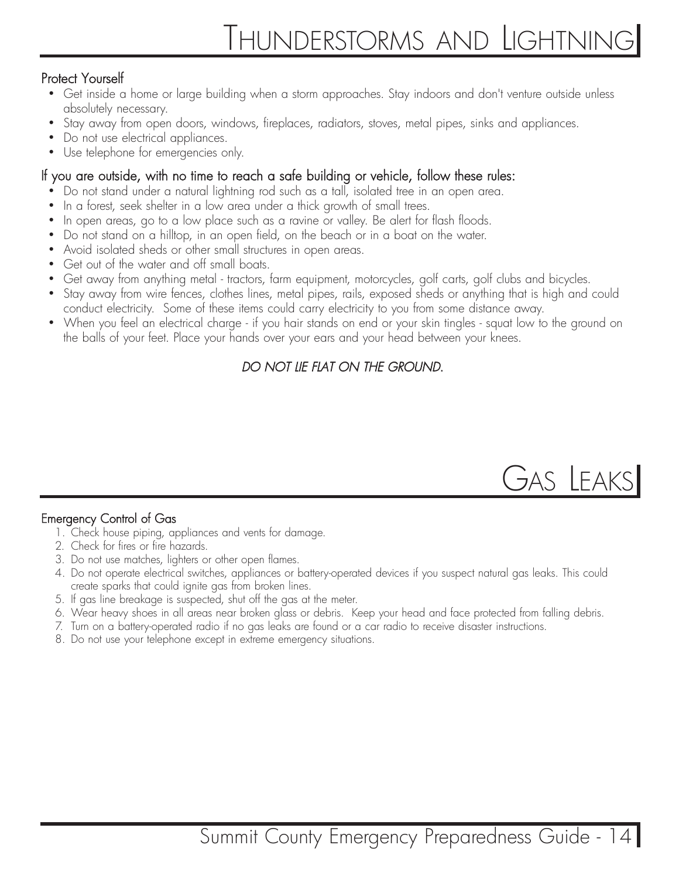# Thunderstorms and Lightning

### Protect Yourself

- Get inside a home or large building when a storm approaches. Stay indoors and don't venture outside unless absolutely necessary.
- Stay away from open doors, windows, fireplaces, radiators, stoves, metal pipes, sinks and appliances.
- Do not use electrical appliances.
- Use telephone for emergencies only.

### If you are outside, with no time to reach a safe building or vehicle, follow these rules:

- Do not stand under a natural lightning rod such as a tall, isolated tree in an open area.
- In a forest, seek shelter in a low area under a thick growth of small trees.
- In open areas, go to a low place such as a ravine or valley. Be alert for flash floods.
- Do not stand on a hilltop, in an open field, on the beach or in a boat on the water.
- Avoid isolated sheds or other small structures in open areas.
- Get out of the water and off small boats.
- Get away from anything metal - tractors, farm equipment, motorcycles, golf carts, golf clubs and bicycles.
- Stay away from wire fences, clothes lines, metal pipes, rails, exposed sheds or anything that is high and could conduct electricity. Some of these items could carry electricity to you from some distance away.
- When you feel an electrical charge - if you hair stands on end or your skin tingles - squat low to the ground on the balls of your feet. Place your hands over your ears and your head between your knees.

*DO NOT LIE FLAT ON THE GROUND.*

# Gas Leaks

### Emergency Control of Gas

1. Check house piping, appliances and vents for damage.
2. Check for fires or fire hazards.
3. Do not use matches, lighters or other open flames.
4. Do not operate electrical switches, appliances or battery-operated devices if you suspect natural gas leaks. This could create sparks that could ignite gas from broken lines.
5. If gas line breakage is suspected, shut off the gas at the meter.
6. Wear heavy shoes in all areas near broken glass or debris. Keep your head and face protected from falling debris.
7. Turn on a battery-operated radio if no gas leaks are found or a car radio to receive disaster instructions.
8. Do not use your telephone except in extreme emergency situations.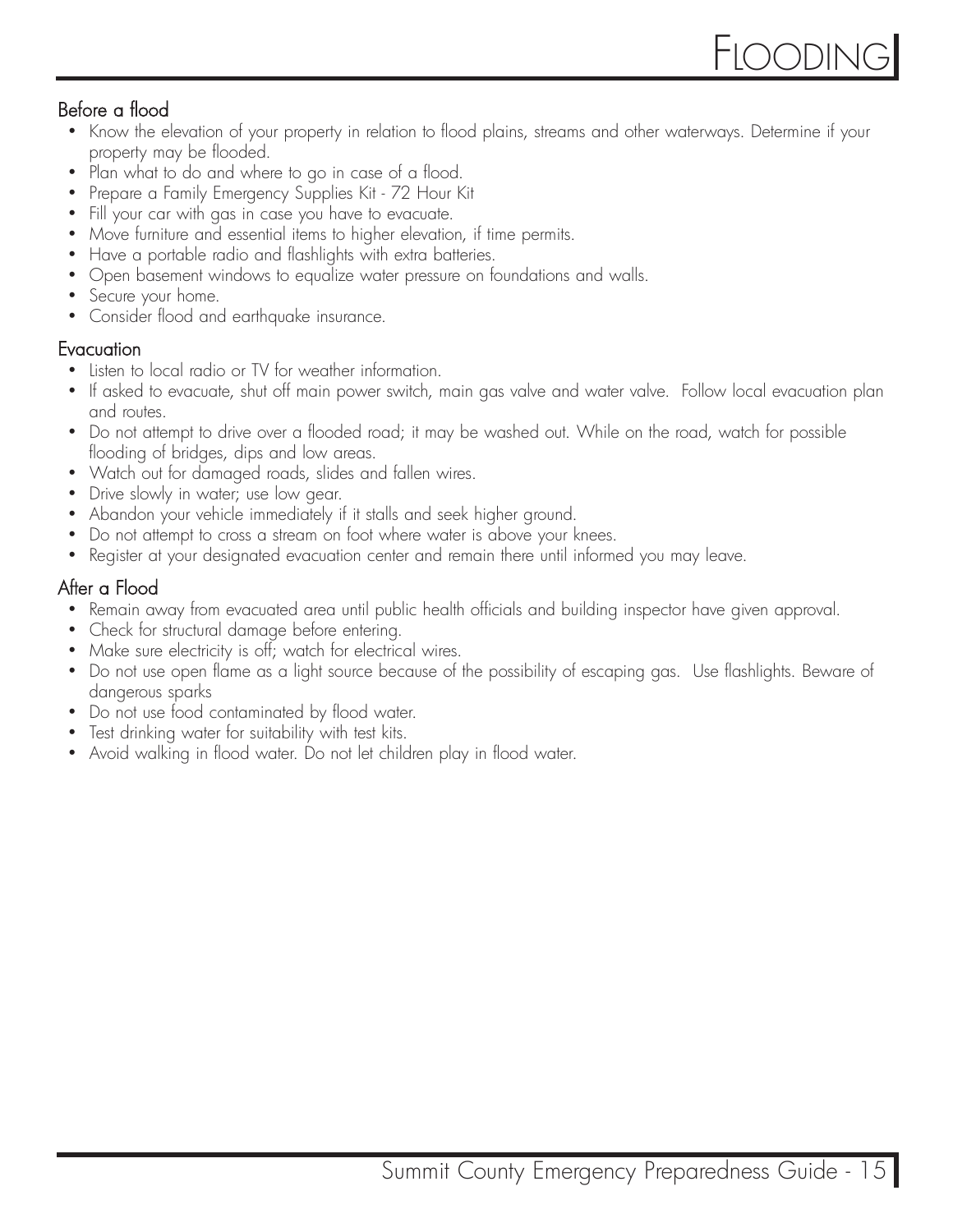# Flooding

## Before a flood

- Know the elevation of your property in relation to flood plains, streams and other waterways. Determine if your property may be flooded.
- Plan what to do and where to go in case of a flood.
- Prepare a Family Emergency Supplies Kit - 72 Hour Kit
- Fill your car with gas in case you have to evacuate.
- Move furniture and essential items to higher elevation, if time permits.
- Have a portable radio and flashlights with extra batteries.
- Open basement windows to equalize water pressure on foundations and walls.
- Secure your home.
- Consider flood and earthquake insurance.

## Evacuation

- Listen to local radio or TV for weather information.
- If asked to evacuate, shut off main power switch, main gas valve and water valve. Follow local evacuation plan and routes.
- Do not attempt to drive over a flooded road; it may be washed out. While on the road, watch for possible flooding of bridges, dips and low areas.
- Watch out for damaged roads, slides and fallen wires.
- Drive slowly in water; use low gear.
- Abandon your vehicle immediately if it stalls and seek higher ground.
- Do not attempt to cross a stream on foot where water is above your knees.
- Register at your designated evacuation center and remain there until informed you may leave.

## After a Flood

- Remain away from evacuated area until public health officials and building inspector have given approval.
- Check for structural damage before entering.
- Make sure electricity is off; watch for electrical wires.
- Do not use open flame as a light source because of the possibility of escaping gas. Use flashlights. Beware of dangerous sparks
- Do not use food contaminated by flood water.
- Test drinking water for suitability with test kits.
- Avoid walking in flood water. Do not let children play in flood water.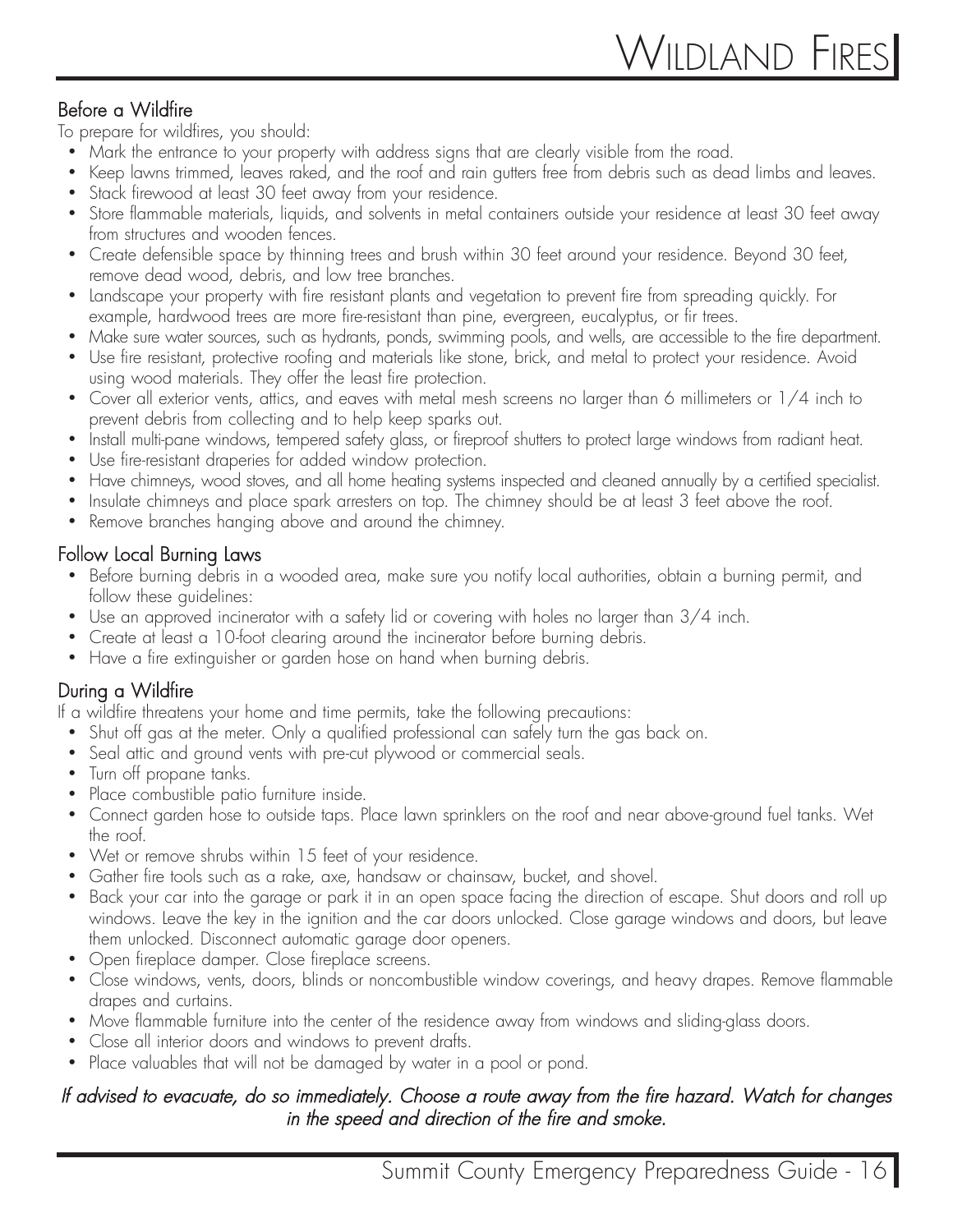# Wildland Fires

## Before a Wildfire

To prepare for wildfires, you should:

- Mark the entrance to your property with address signs that are clearly visible from the road.
- Keep lawns trimmed, leaves raked, and the roof and rain gutters free from debris such as dead limbs and leaves.
- Stack firewood at least 30 feet away from your residence.
- Store flammable materials, liquids, and solvents in metal containers outside your residence at least 30 feet away from structures and wooden fences.
- Create defensible space by thinning trees and brush within 30 feet around your residence. Beyond 30 feet, remove dead wood, debris, and low tree branches.
- Landscape your property with fire resistant plants and vegetation to prevent fire from spreading quickly. For example, hardwood trees are more fire-resistant than pine, evergreen, eucalyptus, or fir trees.
- Make sure water sources, such as hydrants, ponds, swimming pools, and wells, are accessible to the fire department.
- Use fire resistant, protective roofing and materials like stone, brick, and metal to protect your residence. Avoid using wood materials. They offer the least fire protection.
- Cover all exterior vents, attics, and eaves with metal mesh screens no larger than 6 millimeters or 1/4 inch to prevent debris from collecting and to help keep sparks out.
- Install multi-pane windows, tempered safety glass, or fireproof shutters to protect large windows from radiant heat.
- Use fire-resistant draperies for added window protection.
- Have chimneys, wood stoves, and all home heating systems inspected and cleaned annually by a certified specialist.
- Insulate chimneys and place spark arresters on top. The chimney should be at least 3 feet above the roof.
- Remove branches hanging above and around the chimney.

## Follow Local Burning Laws

- Before burning debris in a wooded area, make sure you notify local authorities, obtain a burning permit, and follow these guidelines:
- Use an approved incinerator with a safety lid or covering with holes no larger than 3/4 inch.
- Create at least a 10-foot clearing around the incinerator before burning debris.
- Have a fire extinguisher or garden hose on hand when burning debris.

## During a Wildfire

If a wildfire threatens your home and time permits, take the following precautions:

- Shut off gas at the meter. Only a qualified professional can safely turn the gas back on.
- Seal attic and ground vents with pre-cut plywood or commercial seals.
- Turn off propane tanks.
- Place combustible patio furniture inside.
- Connect garden hose to outside taps. Place lawn sprinklers on the roof and near above-ground fuel tanks. Wet the roof.
- Wet or remove shrubs within 15 feet of your residence.
- Gather fire tools such as a rake, axe, handsaw or chainsaw, bucket, and shovel.
- Back your car into the garage or park it in an open space facing the direction of escape. Shut doors and roll up windows. Leave the key in the ignition and the car doors unlocked. Close garage windows and doors, but leave them unlocked. Disconnect automatic garage door openers.
- Open fireplace damper. Close fireplace screens.
- Close windows, vents, doors, blinds or noncombustible window coverings, and heavy drapes. Remove flammable drapes and curtains.
- Move flammable furniture into the center of the residence away from windows and sliding-glass doors.
- Close all interior doors and windows to prevent drafts.
- Place valuables that will not be damaged by water in a pool or pond.

*If advised to evacuate, do so immediately. Choose a route away from the fire hazard. Watch for changes in the speed and direction of the fire and smoke.*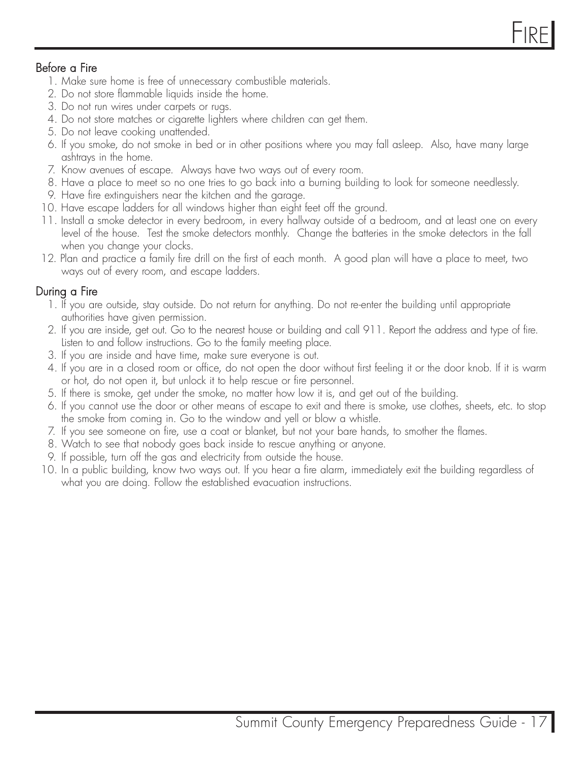# Fire

## Before a Fire

1. Make sure home is free of unnecessary combustible materials.
2. Do not store flammable liquids inside the home.
3. Do not run wires under carpets or rugs.
4. Do not store matches or cigarette lighters where children can get them.
5. Do not leave cooking unattended.
6. If you smoke, do not smoke in bed or in other positions where you may fall asleep. Also, have many large ashtrays in the home.
7. Know avenues of escape. Always have two ways out of every room.
8. Have a place to meet so no one tries to go back into a burning building to look for someone needlessly.
9. Have fire extinguishers near the kitchen and the garage.
10. Have escape ladders for all windows higher than eight feet off the ground.
11. Install a smoke detector in every bedroom, in every hallway outside of a bedroom, and at least one on every level of the house. Test the smoke detectors monthly. Change the batteries in the smoke detectors in the fall when you change your clocks.
12. Plan and practice a family fire drill on the first of each month. A good plan will have a place to meet, two ways out of every room, and escape ladders.

## During a Fire

1. If you are outside, stay outside. Do not return for anything. Do not re-enter the building until appropriate authorities have given permission.
2. If you are inside, get out. Go to the nearest house or building and call 911. Report the address and type of fire. Listen to and follow instructions. Go to the family meeting place.
3. If you are inside and have time, make sure everyone is out.
4. If you are in a closed room or office, do not open the door without first feeling it or the door knob. If it is warm or hot, do not open it, but unlock it to help rescue or fire personnel.
5. If there is smoke, get under the smoke, no matter how low it is, and get out of the building.
6. If you cannot use the door or other means of escape to exit and there is smoke, use clothes, sheets, etc. to stop the smoke from coming in. Go to the window and yell or blow a whistle.
7. If you see someone on fire, use a coat or blanket, but not your bare hands, to smother the flames.
8. Watch to see that nobody goes back inside to rescue anything or anyone.
9. If possible, turn off the gas and electricity from outside the house.
10. In a public building, know two ways out. If you hear a fire alarm, immediately exit the building regardless of what you are doing. Follow the established evacuation instructions.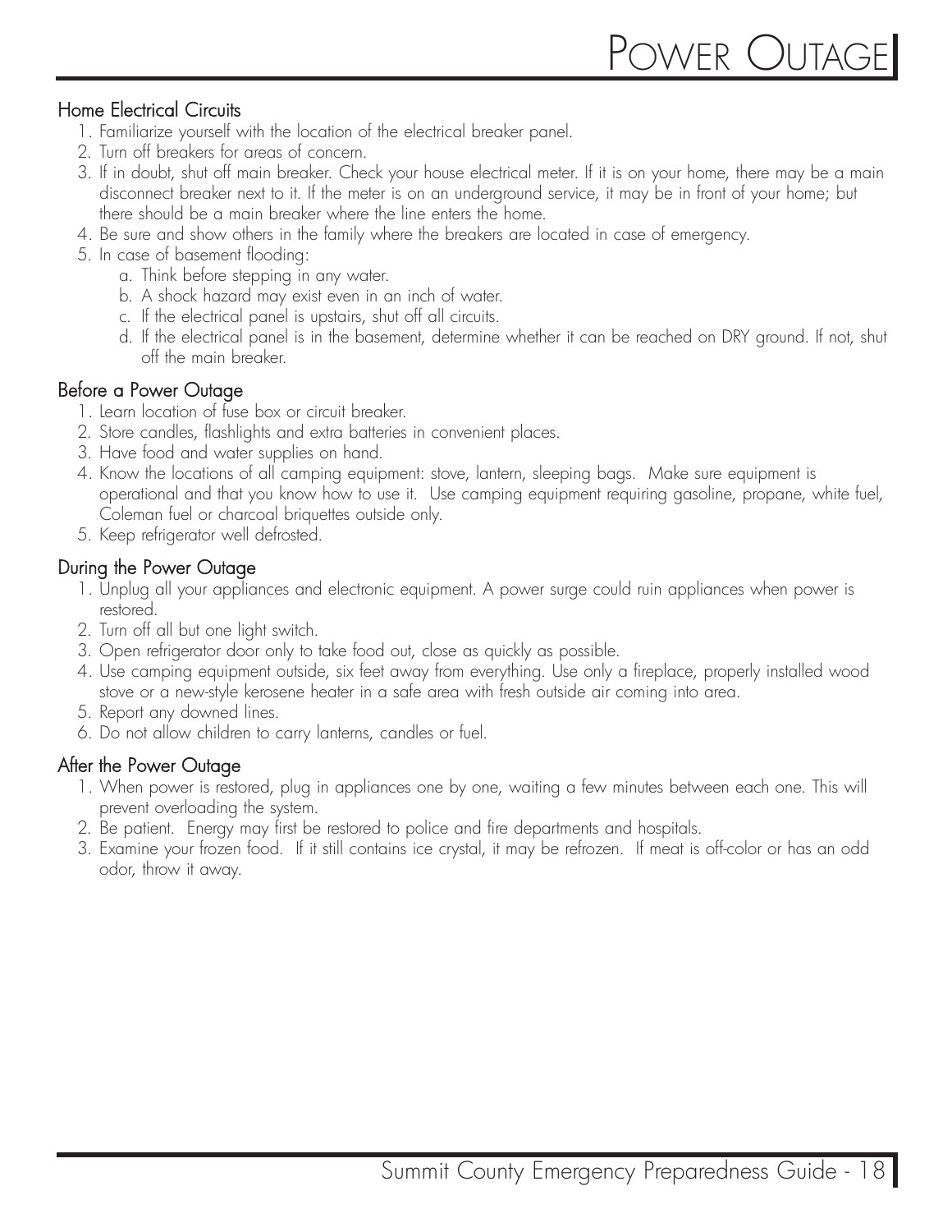# Power Outage

## Home Electrical Circuits

1. Familiarize yourself with the location of the electrical breaker panel.
2. Turn off breakers for areas of concern.
3. If in doubt, shut off main breaker. Check your house electrical meter. If it is on your home, there may be a main disconnect breaker next to it. If the meter is on an underground service, it may be in front of your home; but there should be a main breaker where the line enters the home.
4. Be sure and show others in the family where the breakers are located in case of emergency.
5. In case of basement flooding:
   a. Think before stepping in any water.
   b. A shock hazard may exist even in an inch of water.
   c. If the electrical panel is upstairs, shut off all circuits.
   d. If the electrical panel is in the basement, determine whether it can be reached on DRY ground. If not, shut off the main breaker.

## Before a Power Outage

1. Learn location of fuse box or circuit breaker.
2. Store candles, flashlights and extra batteries in convenient places.
3. Have food and water supplies on hand.
4. Know the locations of all camping equipment: stove, lantern, sleeping bags. Make sure equipment is operational and that you know how to use it. Use camping equipment requiring gasoline, propane, white fuel, Coleman fuel or charcoal briquettes outside only.
5. Keep refrigerator well defrosted.

## During the Power Outage

1. Unplug all your appliances and electronic equipment. A power surge could ruin appliances when power is restored.
2. Turn off all but one light switch.
3. Open refrigerator door only to take food out, close as quickly as possible.
4. Use camping equipment outside, six feet away from everything. Use only a fireplace, properly installed wood stove or a new-style kerosene heater in a safe area with fresh outside air coming into area.
5. Report any downed lines.
6. Do not allow children to carry lanterns, candles or fuel.

## After the Power Outage

1. When power is restored, plug in appliances one by one, waiting a few minutes between each one. This will prevent overloading the system.
2. Be patient. Energy may first be restored to police and fire departments and hospitals.
3. Examine your frozen food. If it still contains ice crystal, it may be refrozen. If meat is off-color or has an odd odor, throw it away.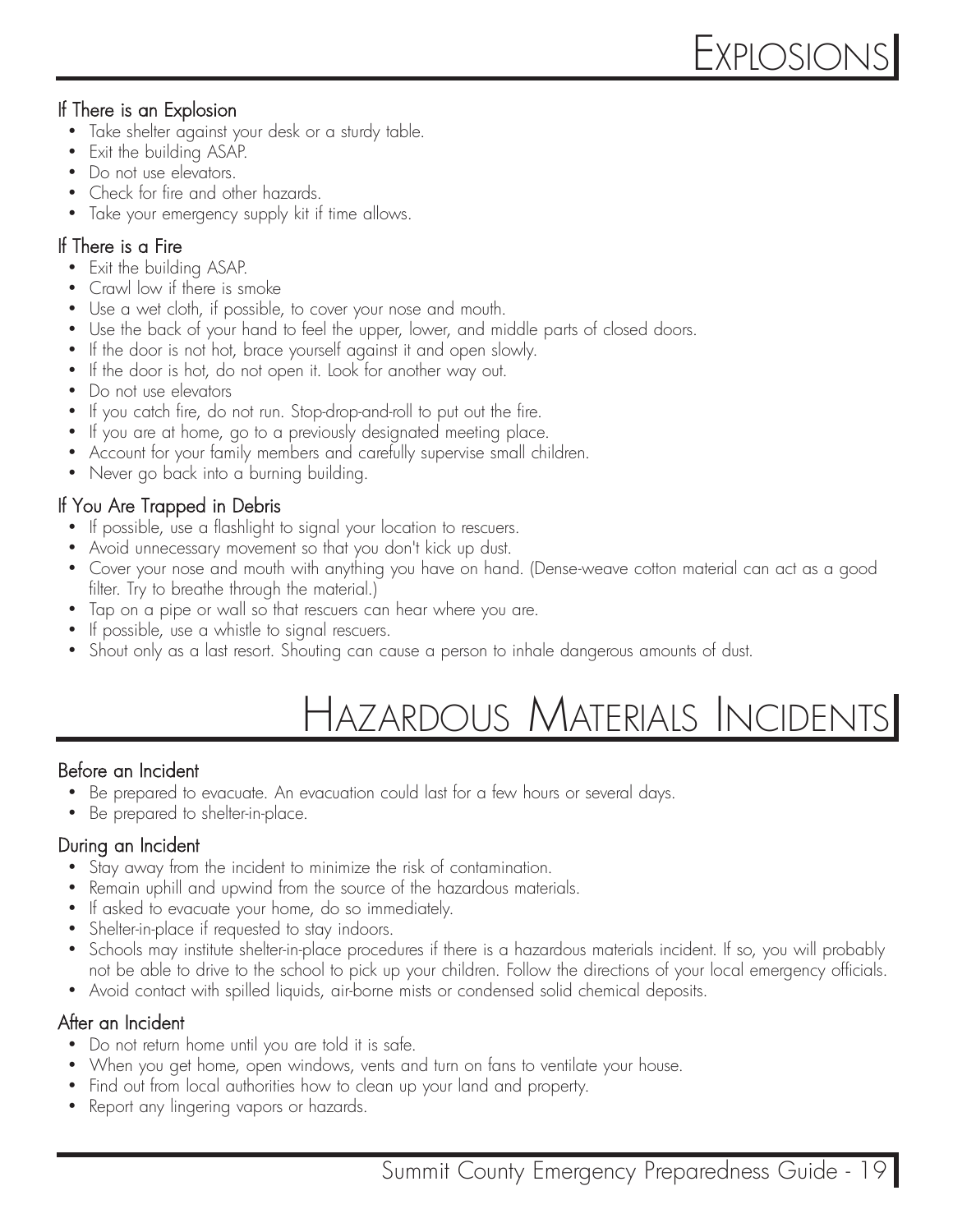# Explosions

### If There is an Explosion

- Take shelter against your desk or a sturdy table.
- Exit the building ASAP.
- Do not use elevators.
- Check for fire and other hazards.
- Take your emergency supply kit if time allows.

### If There is a Fire

- Exit the building ASAP.
- Crawl low if there is smoke
- Use a wet cloth, if possible, to cover your nose and mouth.
- Use the back of your hand to feel the upper, lower, and middle parts of closed doors.
- If the door is not hot, brace yourself against it and open slowly.
- If the door is hot, do not open it. Look for another way out.
- Do not use elevators
- If you catch fire, do not run. Stop-drop-and-roll to put out the fire.
- If you are at home, go to a previously designated meeting place.
- Account for your family members and carefully supervise small children.
- Never go back into a burning building.

### If You Are Trapped in Debris

- If possible, use a flashlight to signal your location to rescuers.
- Avoid unnecessary movement so that you don't kick up dust.
- Cover your nose and mouth with anything you have on hand. (Dense-weave cotton material can act as a good filter. Try to breathe through the material.)
- Tap on a pipe or wall so that rescuers can hear where you are.
- If possible, use a whistle to signal rescuers.
- Shout only as a last resort. Shouting can cause a person to inhale dangerous amounts of dust.

# Hazardous Materials Incidents

### Before an Incident

- Be prepared to evacuate. An evacuation could last for a few hours or several days.
- Be prepared to shelter-in-place.

### During an Incident

- Stay away from the incident to minimize the risk of contamination.
- Remain uphill and upwind from the source of the hazardous materials.
- If asked to evacuate your home, do so immediately.
- Shelter-in-place if requested to stay indoors.
- Schools may institute shelter-in-place procedures if there is a hazardous materials incident. If so, you will probably not be able to drive to the school to pick up your children. Follow the directions of your local emergency officials.
- Avoid contact with spilled liquids, air-borne mists or condensed solid chemical deposits.

### After an Incident

- Do not return home until you are told it is safe.
- When you get home, open windows, vents and turn on fans to ventilate your house.
- Find out from local authorities how to clean up your land and property.
- Report any lingering vapors or hazards.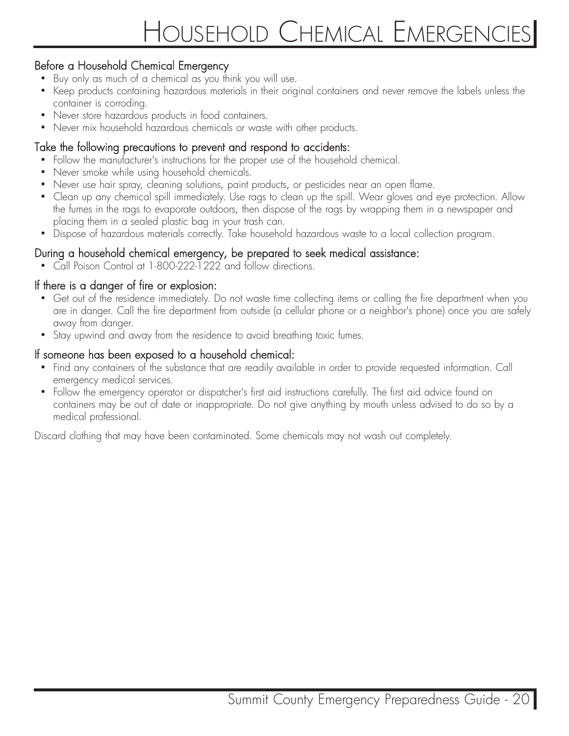# Household Chemical Emergencies

### Before a Household Chemical Emergency

- Buy only as much of a chemical as you think you will use.
- Keep products containing hazardous materials in their original containers and never remove the labels unless the container is corroding.
- Never store hazardous products in food containers.
- Never mix household hazardous chemicals or waste with other products.

### Take the following precautions to prevent and respond to accidents:

- Follow the manufacturer's instructions for the proper use of the household chemical.
- Never smoke while using household chemicals.
- Never use hair spray, cleaning solutions, paint products, or pesticides near an open flame.
- Clean up any chemical spill immediately. Use rags to clean up the spill. Wear gloves and eye protection. Allow the fumes in the rags to evaporate outdoors, then dispose of the rags by wrapping them in a newspaper and placing them in a sealed plastic bag in your trash can.
- Dispose of hazardous materials correctly. Take household hazardous waste to a local collection program.

### During a household chemical emergency, be prepared to seek medical assistance:

- Call Poison Control at 1-800-222-1222 and follow directions.

### If there is a danger of fire or explosion:

- Get out of the residence immediately. Do not waste time collecting items or calling the fire department when you are in danger. Call the fire department from outside (a cellular phone or a neighbor's phone) once you are safely away from danger.
- Stay upwind and away from the residence to avoid breathing toxic fumes.

### If someone has been exposed to a household chemical:

- Find any containers of the substance that are readily available in order to provide requested information. Call emergency medical services.
- Follow the emergency operator or dispatcher's first aid instructions carefully. The first aid advice found on containers may be out of date or inappropriate. Do not give anything by mouth unless advised to do so by a medical professional.

Discard clothing that may have been contaminated. Some chemicals may not wash out completely.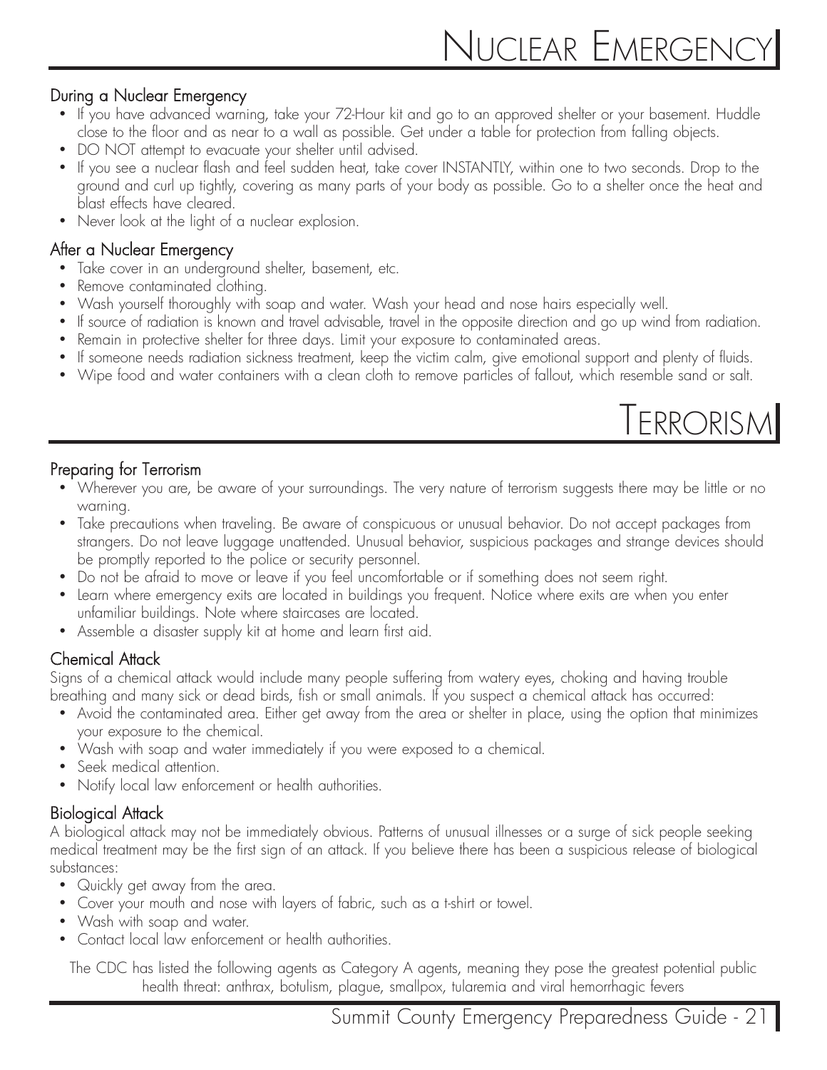# Nuclear Emergency

### During a Nuclear Emergency

- If you have advanced warning, take your 72-Hour kit and go to an approved shelter or your basement. Huddle close to the floor and as near to a wall as possible. Get under a table for protection from falling objects.
- DO NOT attempt to evacuate your shelter until advised.
- If you see a nuclear flash and feel sudden heat, take cover INSTANTLY, within one to two seconds. Drop to the ground and curl up tightly, covering as many parts of your body as possible. Go to a shelter once the heat and blast effects have cleared.
- Never look at the light of a nuclear explosion.

### After a Nuclear Emergency

- Take cover in an underground shelter, basement, etc.
- Remove contaminated clothing.
- Wash yourself thoroughly with soap and water. Wash your head and nose hairs especially well.
- If source of radiation is known and travel advisable, travel in the opposite direction and go up wind from radiation.
- Remain in protective shelter for three days. Limit your exposure to contaminated areas.
- If someone needs radiation sickness treatment, keep the victim calm, give emotional support and plenty of fluids.
- Wipe food and water containers with a clean cloth to remove particles of fallout, which resemble sand or salt.

# Terrorism

### Preparing for Terrorism

- Wherever you are, be aware of your surroundings. The very nature of terrorism suggests there may be little or no warning.
- Take precautions when traveling. Be aware of conspicuous or unusual behavior. Do not accept packages from strangers. Do not leave luggage unattended. Unusual behavior, suspicious packages and strange devices should be promptly reported to the police or security personnel.
- Do not be afraid to move or leave if you feel uncomfortable or if something does not seem right.
- Learn where emergency exits are located in buildings you frequent. Notice where exits are when you enter unfamiliar buildings. Note where staircases are located.
- Assemble a disaster supply kit at home and learn first aid.

### Chemical Attack

Signs of a chemical attack would include many people suffering from watery eyes, choking and having trouble breathing and many sick or dead birds, fish or small animals. If you suspect a chemical attack has occurred:

- Avoid the contaminated area. Either get away from the area or shelter in place, using the option that minimizes your exposure to the chemical.
- Wash with soap and water immediately if you were exposed to a chemical.
- Seek medical attention.
- Notify local law enforcement or health authorities.

### Biological Attack

A biological attack may not be immediately obvious. Patterns of unusual illnesses or a surge of sick people seeking medical treatment may be the first sign of an attack. If you believe there has been a suspicious release of biological substances:

- Quickly get away from the area.
- Cover your mouth and nose with layers of fabric, such as a t-shirt or towel.
- Wash with soap and water.
- Contact local law enforcement or health authorities.

The CDC has listed the following agents as Category A agents, meaning they pose the greatest potential public health threat: anthrax, botulism, plague, smallpox, tularemia and viral hemorrhagic fevers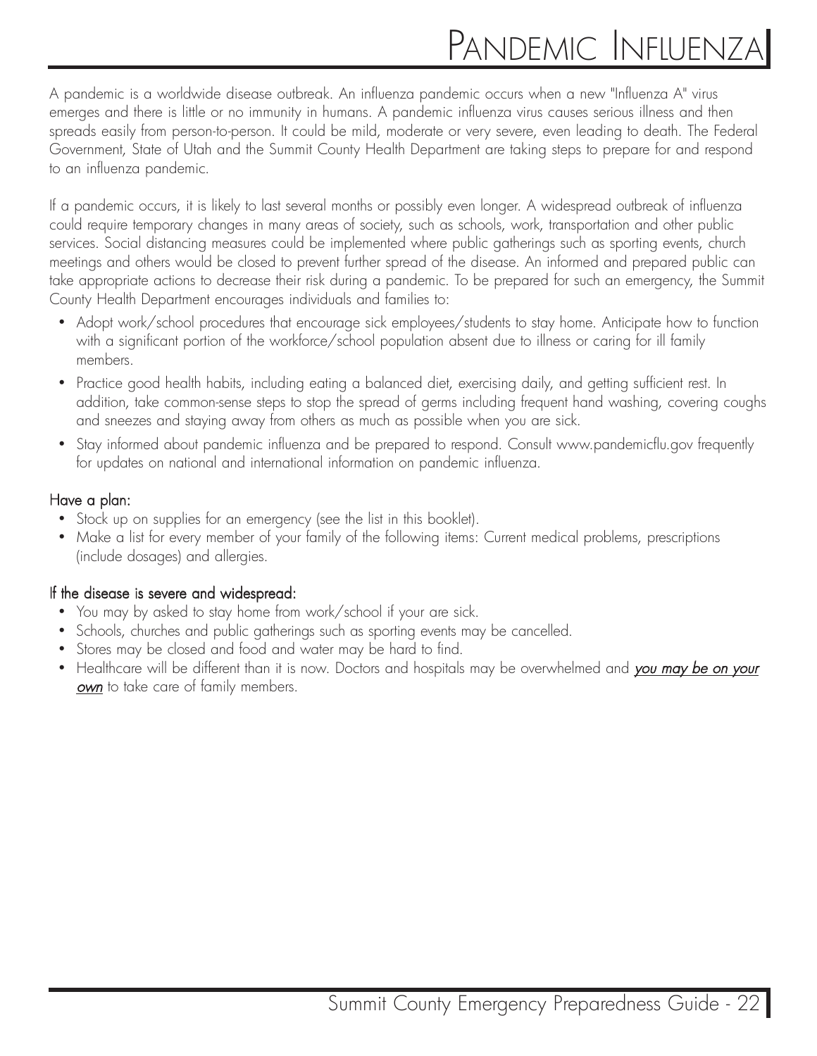# Pandemic Influenza

A pandemic is a worldwide disease outbreak. An influenza pandemic occurs when a new "Influenza A" virus emerges and there is little or no immunity in humans. A pandemic influenza virus causes serious illness and then spreads easily from person-to-person. It could be mild, moderate or very severe, even leading to death. The Federal Government, State of Utah and the Summit County Health Department are taking steps to prepare for and respond to an influenza pandemic.

If a pandemic occurs, it is likely to last several months or possibly even longer. A widespread outbreak of influenza could require temporary changes in many areas of society, such as schools, work, transportation and other public services. Social distancing measures could be implemented where public gatherings such as sporting events, church meetings and others would be closed to prevent further spread of the disease. An informed and prepared public can take appropriate actions to decrease their risk during a pandemic. To be prepared for such an emergency, the Summit County Health Department encourages individuals and families to:

- Adopt work/school procedures that encourage sick employees/students to stay home. Anticipate how to function with a significant portion of the workforce/school population absent due to illness or caring for ill family members.
- Practice good health habits, including eating a balanced diet, exercising daily, and getting sufficient rest. In addition, take common-sense steps to stop the spread of germs including frequent hand washing, covering coughs and sneezes and staying away from others as much as possible when you are sick.
- Stay informed about pandemic influenza and be prepared to respond. Consult www.pandemicflu.gov frequently for updates on national and international information on pandemic influenza.

### Have a plan:

- Stock up on supplies for an emergency (see the list in this booklet).
- Make a list for every member of your family of the following items: Current medical problems, prescriptions (include dosages) and allergies.

### If the disease is severe and widespread:

- You may by asked to stay home from work/school if your are sick.
- Schools, churches and public gatherings such as sporting events may be cancelled.
- Stores may be closed and food and water may be hard to find.
- Healthcare will be different than it is now. Doctors and hospitals may be overwhelmed and ***you may be on your own*** to take care of family members.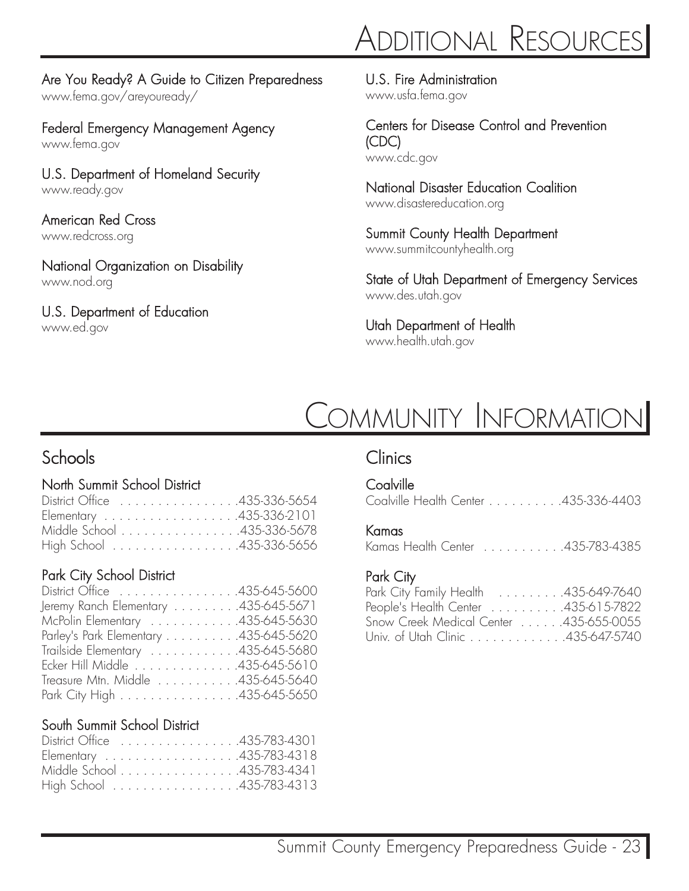# Additional Resources

**Are You Ready? A Guide to Citizen Preparedness**
www.fema.gov/areyouready/

**Federal Emergency Management Agency**
www.fema.gov

**U.S. Department of Homeland Security**
www.ready.gov

**American Red Cross**
www.redcross.org

**National Organization on Disability**
www.nod.org

**U.S. Department of Education**
www.ed.gov

**U.S. Fire Administration**
www.usfa.fema.gov

**Centers for Disease Control and Prevention (CDC)**
www.cdc.gov

**National Disaster Education Coalition**
www.disastereducation.org

**Summit County Health Department**
www.summitcountyhealth.org

**State of Utah Department of Emergency Services**
www.des.utah.gov

**Utah Department of Health**
www.health.utah.gov

# Community Information

## Schools

### North Summit School District

District Office . . . . . . . . . . . . . . . .435-336-5654
Elementary . . . . . . . . . . . . . . . . . .435-336-2101
Middle School . . . . . . . . . . . . . . . .435-336-5678
High School . . . . . . . . . . . . . . . . .435-336-5656

### Park City School District

District Office . . . . . . . . . . . . . . . .435-645-5600
Jeremy Ranch Elementary . . . . . . . . .435-645-5671
McPolin Elementary . . . . . . . . . . . .435-645-5630
Parley's Park Elementary . . . . . . . . . .435-645-5620
Trailside Elementary . . . . . . . . . . . .435-645-5680
Ecker Hill Middle . . . . . . . . . . . . . .435-645-5610
Treasure Mtn. Middle . . . . . . . . . . .435-645-5640
Park City High . . . . . . . . . . . . . . . .435-645-5650

### South Summit School District

District Office . . . . . . . . . . . . . . . .435-783-4301
Elementary . . . . . . . . . . . . . . . . . .435-783-4318
Middle School . . . . . . . . . . . . . . . .435-783-4341
High School . . . . . . . . . . . . . . . . .435-783-4313

## Clinics

### Coalville

Coalville Health Center . . . . . . . . . .435-336-4403

### Kamas

Kamas Health Center . . . . . . . . . . .435-783-4385

### Park City

Park City Family Health . . . . . . . . .435-649-7640
People's Health Center . . . . . . . . . .435-615-7822
Snow Creek Medical Center . . . . . .435-655-0055
Univ. of Utah Clinic . . . . . . . . . . . . .435-647-5740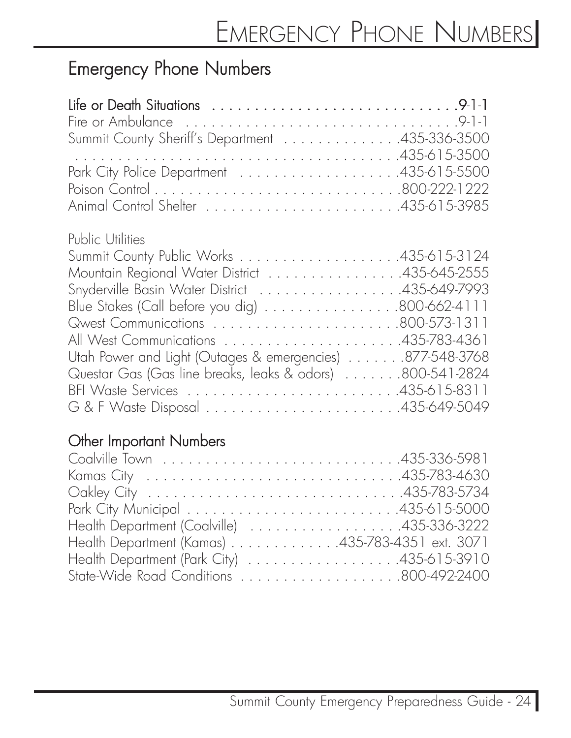# Emergency Phone Numbers

## Emergency Phone Numbers

| | |
|---|---|
| **Life or Death Situations** | **9-1-1** |
| Fire or Ambulance | 9-1-1 |
| Summit County Sheriff's Department | 435-336-3500 |
| | 435-615-3500 |
| Park City Police Department | 435-615-5500 |
| Poison Control | 800-222-1222 |
| Animal Control Shelter | 435-615-3985 |

Public Utilities

| | |
|---|---|
| Summit County Public Works | 435-615-3124 |
| Mountain Regional Water District | 435-645-2555 |
| Snyderville Basin Water District | 435-649-7993 |
| Blue Stakes (Call before you dig) | 800-662-4111 |
| Qwest Communications | 800-573-1311 |
| All West Communications | 435-783-4361 |
| Utah Power and Light (Outages & emergencies) | 877-548-3768 |
| Questar Gas (Gas line breaks, leaks & odors) | 800-541-2824 |
| BFI Waste Services | 435-615-8311 |
| G & F Waste Disposal | 435-649-5049 |

## Other Important Numbers

| | |
|---|---|
| Coalville Town | 435-336-5981 |
| Kamas City | 435-783-4630 |
| Oakley City | 435-783-5734 |
| Park City Municipal | 435-615-5000 |
| Health Department (Coalville) | 435-336-3222 |
| Health Department (Kamas) | 435-783-4351 ext. 3071 |
| Health Department (Park City) | 435-615-3910 |
| State-Wide Road Conditions | 800-492-2400 |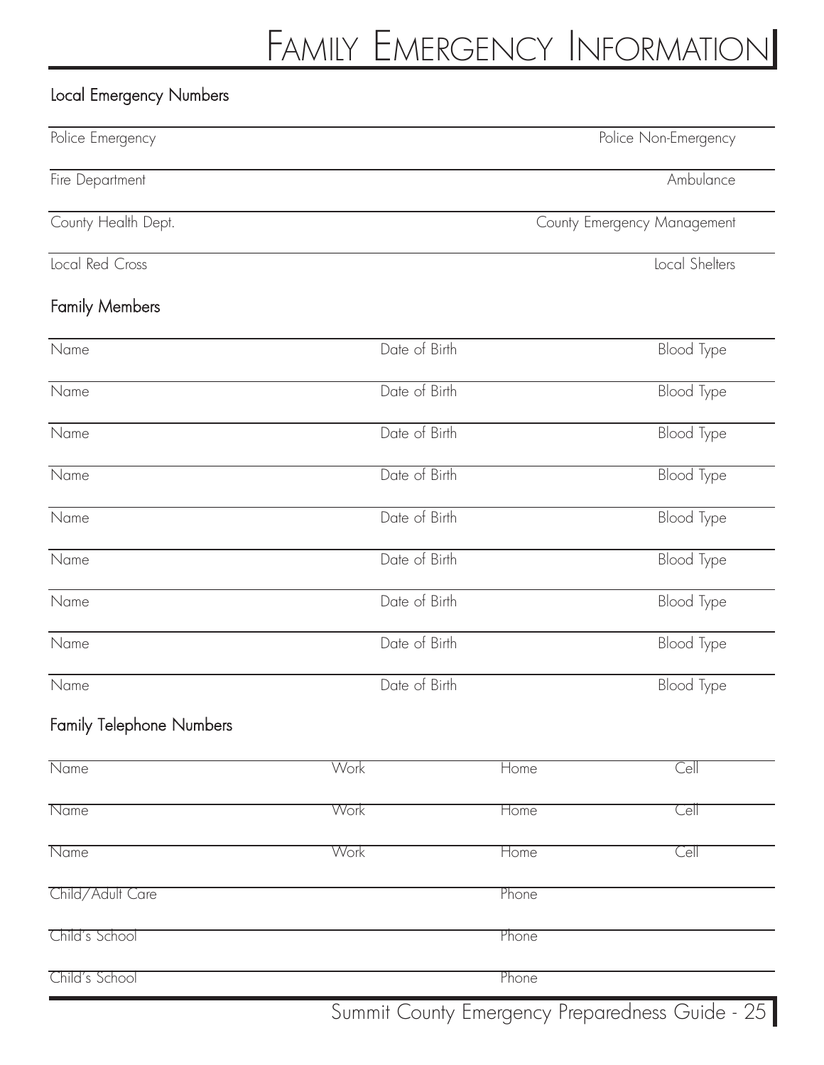# FAMILY EMERGENCY INFORMATION

## Local Emergency Numbers

| | |
|---|---|
| Police Emergency | Police Non-Emergency |
| Fire Department | Ambulance |
| County Health Dept. | County Emergency Management |
| Local Red Cross | Local Shelters |

## Family Members

| | | |
|---|---|---|
| Name | Date of Birth | Blood Type |
| Name | Date of Birth | Blood Type |
| Name | Date of Birth | Blood Type |
| Name | Date of Birth | Blood Type |
| Name | Date of Birth | Blood Type |
| Name | Date of Birth | Blood Type |
| Name | Date of Birth | Blood Type |
| Name | Date of Birth | Blood Type |
| Name | Date of Birth | Blood Type |

## Family Telephone Numbers

| | | | |
|---|---|---|---|
| Name | Work | Home | Cell |
| Name | Work | Home | Cell |
| Name | Work | Home | Cell |
| Child/Adult Care | | Phone | |
| Child's School | | Phone | |
| Child's School | | Phone | |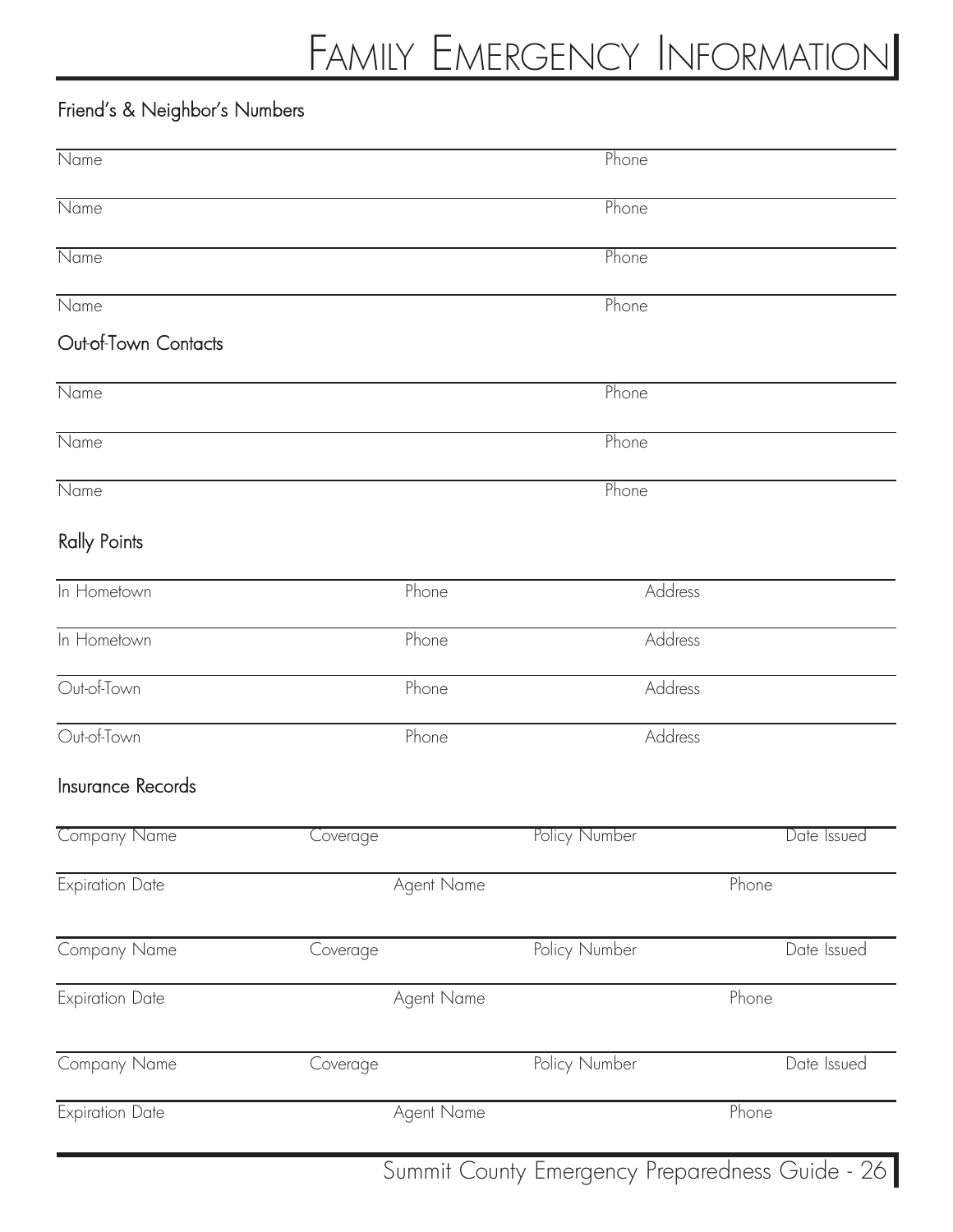# Family Emergency Information

## Friend's & Neighbor's Numbers

| | |
|---|---|
| Name | Phone |
| Name | Phone |
| Name | Phone |
| Name | Phone |

## Out-of-Town Contacts

| | |
|---|---|
| Name | Phone |
| Name | Phone |
| Name | Phone |

## Rally Points

| | | |
|---|---|---|
| In Hometown | Phone | Address |
| In Hometown | Phone | Address |
| Out-of-Town | Phone | Address |
| Out-of-Town | Phone | Address |

## Insurance Records

| | | | |
|---|---|---|---|
| Company Name | Coverage | Policy Number | Date Issued |
| Expiration Date | Agent Name | Phone | |
| Company Name | Coverage | Policy Number | Date Issued |
| Expiration Date | Agent Name | Phone | |
| Company Name | Coverage | Policy Number | Date Issued |
| Expiration Date | Agent Name | Phone | |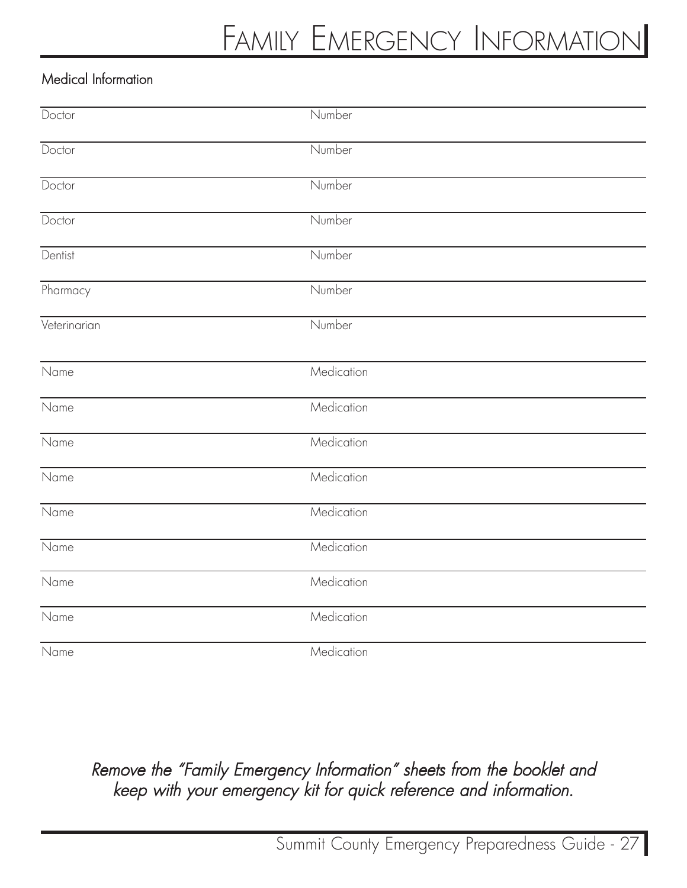# Family Emergency Information

## Medical Information

| | |
|---|---|
| Doctor | Number |
| Doctor | Number |
| Doctor | Number |
| Doctor | Number |
| Dentist | Number |
| Pharmacy | Number |
| Veterinarian | Number |

| | |
|---|---|
| Name | Medication |
| Name | Medication |
| Name | Medication |
| Name | Medication |
| Name | Medication |
| Name | Medication |
| Name | Medication |
| Name | Medication |
| Name | Medication |

*Remove the "Family Emergency Information" sheets from the booklet and keep with your emergency kit for quick reference and information.*